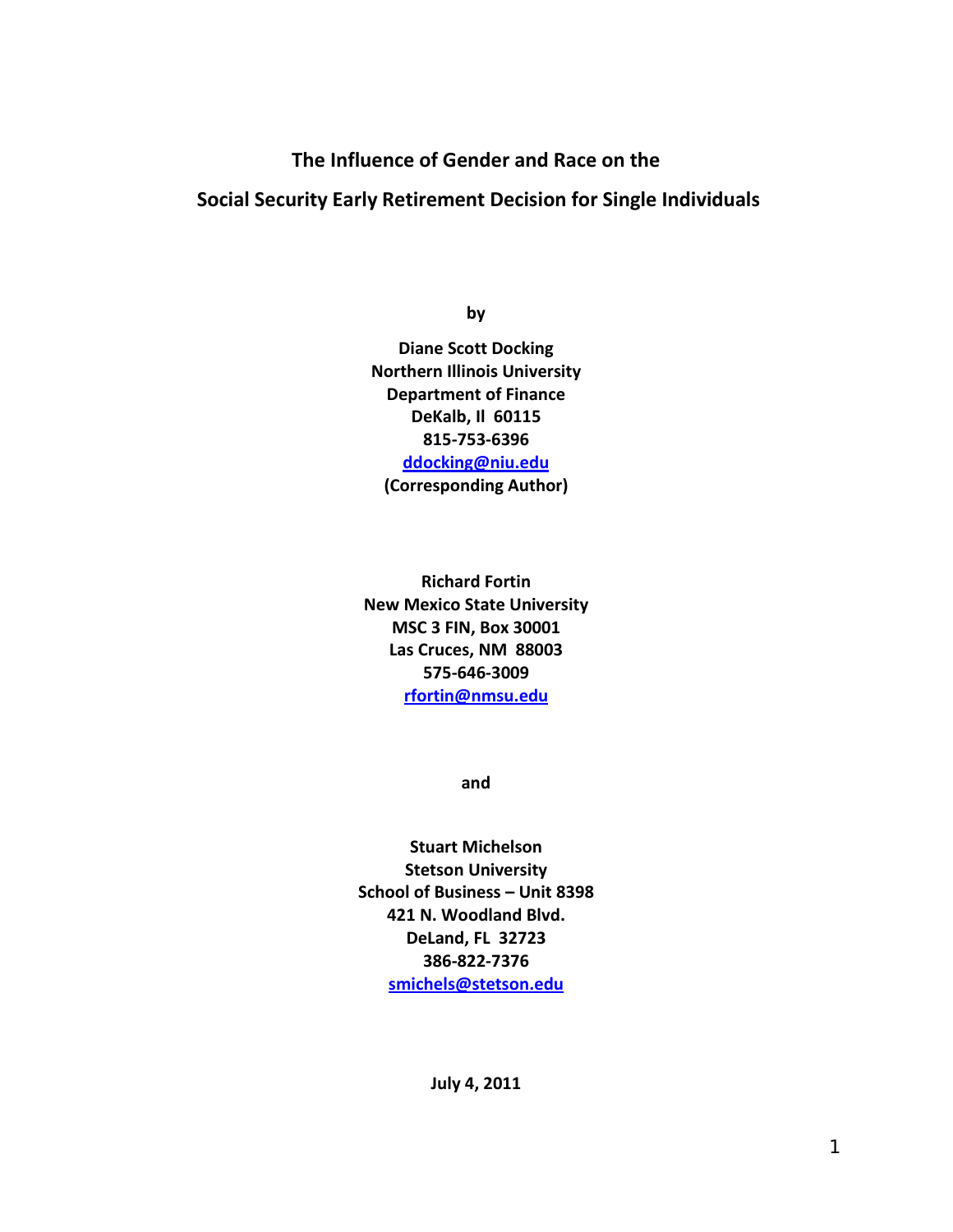# The Influence of Gender and Race on the Social Security Early Retirement Decision for Single Individuals

**by**

**Diane Scott Docking**
**Northern Illinois University**
**Department of Finance**
**DeKalb, Il 60115**
**815-753-6396**
**ddocking@niu.edu**
**(Corresponding Author)**

**Richard Fortin**
**New Mexico State University**
**MSC 3 FIN, Box 30001**
**Las Cruces, NM 88003**
**575-646-3009**
**rfortin@nmsu.edu**

**and**

**Stuart Michelson**
**Stetson University**
**School of Business – Unit 8398**
**421 N. Woodland Blvd.**
**DeLand, FL 32723**
**386-822-7376**
**smichels@stetson.edu**

**July 4, 2011**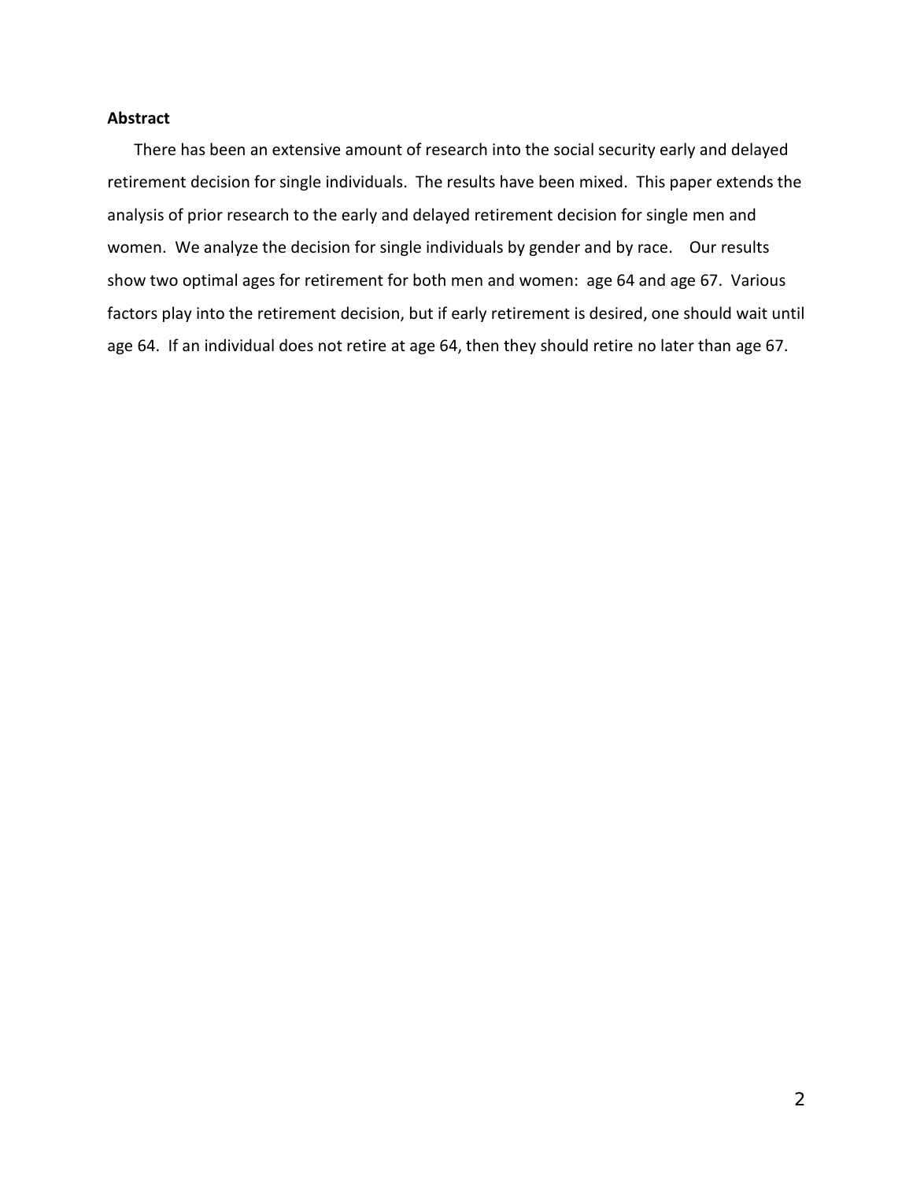**Abstract**

There has been an extensive amount of research into the social security early and delayed retirement decision for single individuals. The results have been mixed. This paper extends the analysis of prior research to the early and delayed retirement decision for single men and women. We analyze the decision for single individuals by gender and by race. Our results show two optimal ages for retirement for both men and women: age 64 and age 67. Various factors play into the retirement decision, but if early retirement is desired, one should wait until age 64. If an individual does not retire at age 64, then they should retire no later than age 67.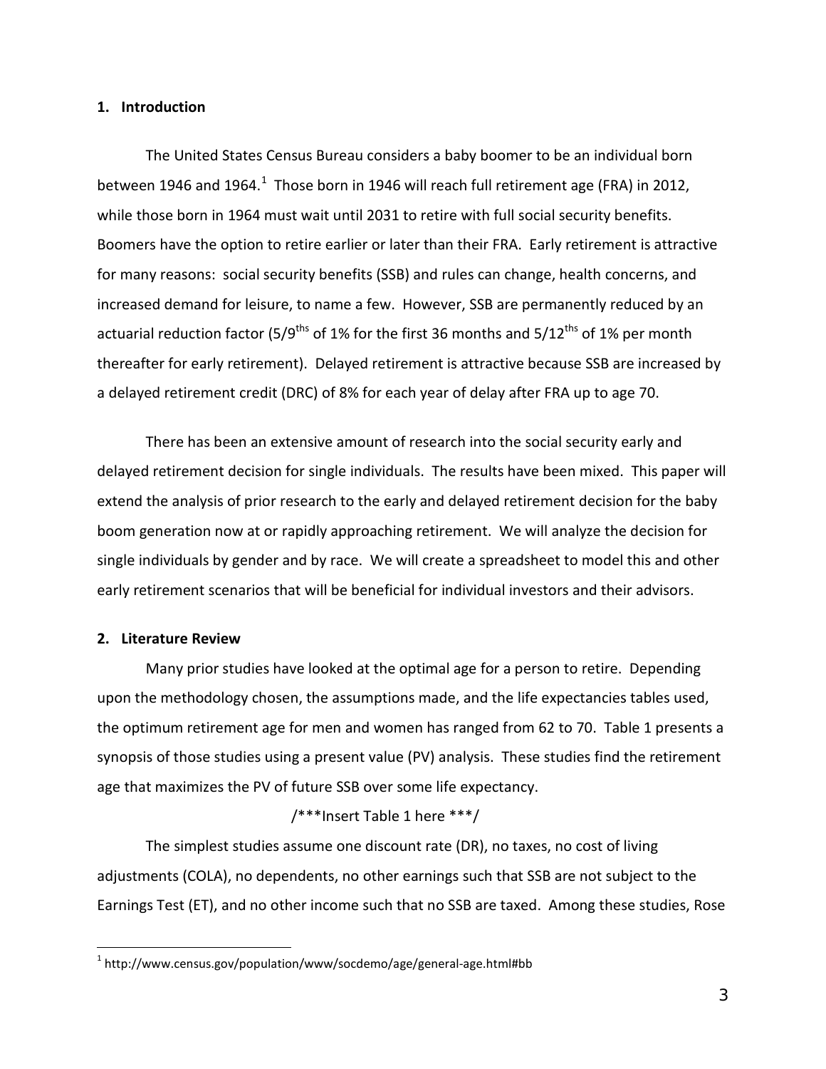## 1. Introduction

The United States Census Bureau considers a baby boomer to be an individual born between 1946 and 1964.[1] Those born in 1946 will reach full retirement age (FRA) in 2012, while those born in 1964 must wait until 2031 to retire with full social security benefits. Boomers have the option to retire earlier or later than their FRA. Early retirement is attractive for many reasons: social security benefits (SSB) and rules can change, health concerns, and increased demand for leisure, to name a few. However, SSB are permanently reduced by an actuarial reduction factor (5/9ths of 1% for the first 36 months and 5/12ths of 1% per month thereafter for early retirement). Delayed retirement is attractive because SSB are increased by a delayed retirement credit (DRC) of 8% for each year of delay after FRA up to age 70.

There has been an extensive amount of research into the social security early and delayed retirement decision for single individuals. The results have been mixed. This paper will extend the analysis of prior research to the early and delayed retirement decision for the baby boom generation now at or rapidly approaching retirement. We will analyze the decision for single individuals by gender and by race. We will create a spreadsheet to model this and other early retirement scenarios that will be beneficial for individual investors and their advisors.

## 2. Literature Review

Many prior studies have looked at the optimal age for a person to retire. Depending upon the methodology chosen, the assumptions made, and the life expectancies tables used, the optimum retirement age for men and women has ranged from 62 to 70. Table 1 presents a synopsis of those studies using a present value (PV) analysis. These studies find the retirement age that maximizes the PV of future SSB over some life expectancy.

/***Insert Table 1 here ***/

The simplest studies assume one discount rate (DR), no taxes, no cost of living adjustments (COLA), no dependents, no other earnings such that SSB are not subject to the Earnings Test (ET), and no other income such that no SSB are taxed. Among these studies, Rose

[1] http://www.census.gov/population/www/socdemo/age/general-age.html#bb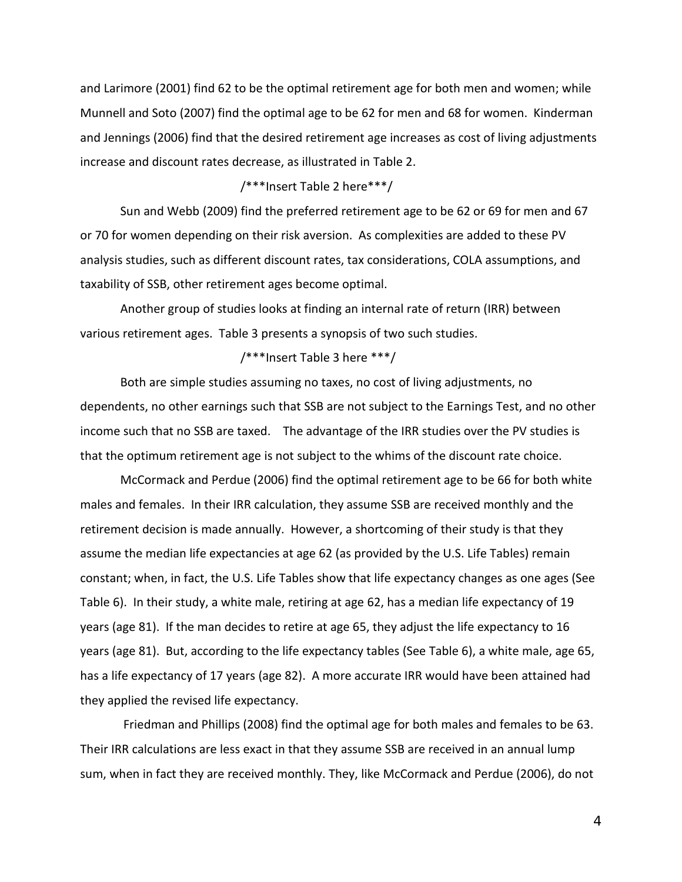and Larimore (2001) find 62 to be the optimal retirement age for both men and women; while Munnell and Soto (2007) find the optimal age to be 62 for men and 68 for women. Kinderman and Jennings (2006) find that the desired retirement age increases as cost of living adjustments increase and discount rates decrease, as illustrated in Table 2.

/***Insert Table 2 here***/

Sun and Webb (2009) find the preferred retirement age to be 62 or 69 for men and 67 or 70 for women depending on their risk aversion. As complexities are added to these PV analysis studies, such as different discount rates, tax considerations, COLA assumptions, and taxability of SSB, other retirement ages become optimal.

Another group of studies looks at finding an internal rate of return (IRR) between various retirement ages. Table 3 presents a synopsis of two such studies.

/***Insert Table 3 here ***/

Both are simple studies assuming no taxes, no cost of living adjustments, no dependents, no other earnings such that SSB are not subject to the Earnings Test, and no other income such that no SSB are taxed. The advantage of the IRR studies over the PV studies is that the optimum retirement age is not subject to the whims of the discount rate choice.

McCormack and Perdue (2006) find the optimal retirement age to be 66 for both white males and females. In their IRR calculation, they assume SSB are received monthly and the retirement decision is made annually. However, a shortcoming of their study is that they assume the median life expectancies at age 62 (as provided by the U.S. Life Tables) remain constant; when, in fact, the U.S. Life Tables show that life expectancy changes as one ages (See Table 6). In their study, a white male, retiring at age 62, has a median life expectancy of 19 years (age 81). If the man decides to retire at age 65, they adjust the life expectancy to 16 years (age 81). But, according to the life expectancy tables (See Table 6), a white male, age 65, has a life expectancy of 17 years (age 82). A more accurate IRR would have been attained had they applied the revised life expectancy.

Friedman and Phillips (2008) find the optimal age for both males and females to be 63. Their IRR calculations are less exact in that they assume SSB are received in an annual lump sum, when in fact they are received monthly. They, like McCormack and Perdue (2006), do not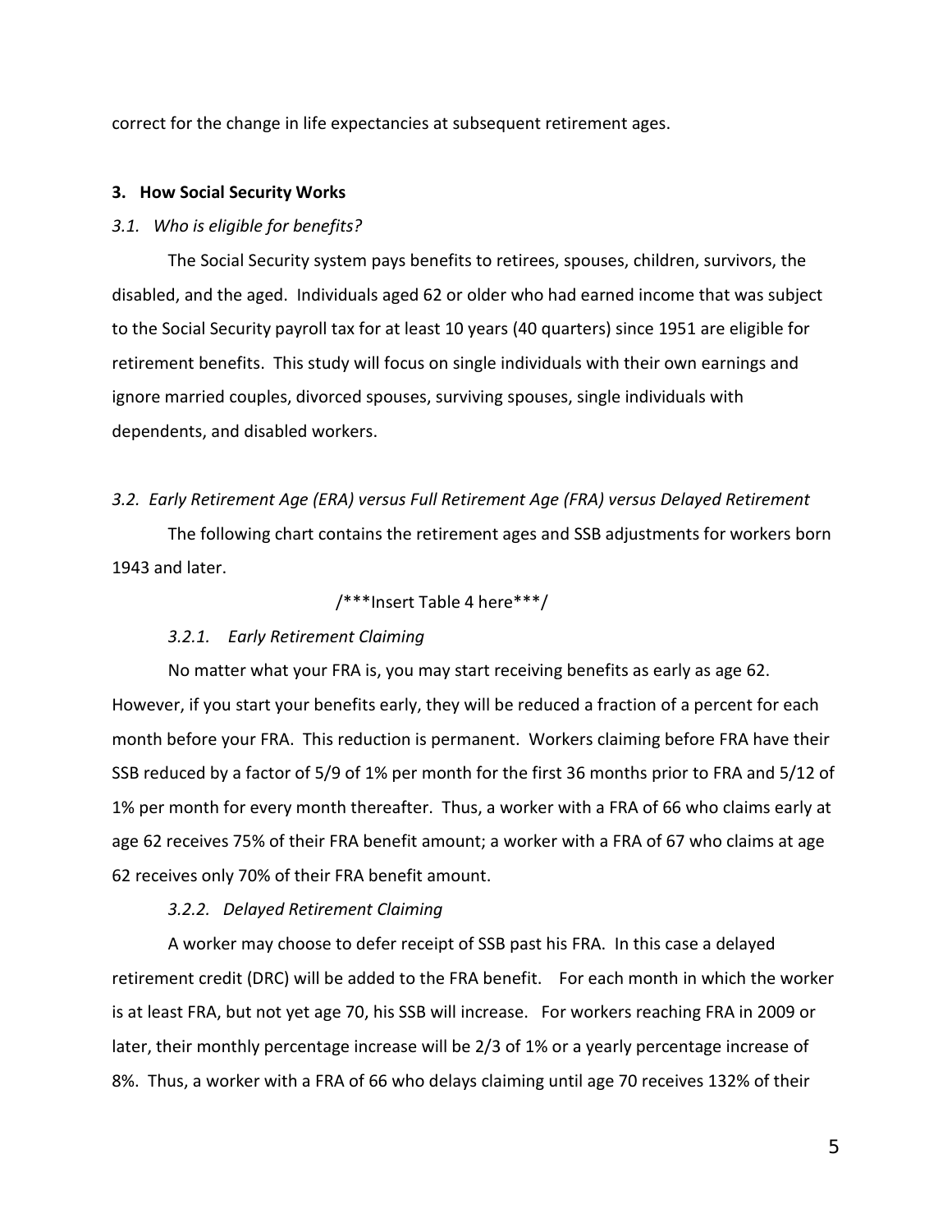correct for the change in life expectancies at subsequent retirement ages.

## 3. How Social Security Works

### *3.1. Who is eligible for benefits?*

The Social Security system pays benefits to retirees, spouses, children, survivors, the disabled, and the aged. Individuals aged 62 or older who had earned income that was subject to the Social Security payroll tax for at least 10 years (40 quarters) since 1951 are eligible for retirement benefits. This study will focus on single individuals with their own earnings and ignore married couples, divorced spouses, surviving spouses, single individuals with dependents, and disabled workers.

### *3.2. Early Retirement Age (ERA) versus Full Retirement Age (FRA) versus Delayed Retirement*

The following chart contains the retirement ages and SSB adjustments for workers born 1943 and later.

/***Insert Table 4 here***/

#### *3.2.1. Early Retirement Claiming*

No matter what your FRA is, you may start receiving benefits as early as age 62. However, if you start your benefits early, they will be reduced a fraction of a percent for each month before your FRA. This reduction is permanent. Workers claiming before FRA have their SSB reduced by a factor of 5/9 of 1% per month for the first 36 months prior to FRA and 5/12 of 1% per month for every month thereafter. Thus, a worker with a FRA of 66 who claims early at age 62 receives 75% of their FRA benefit amount; a worker with a FRA of 67 who claims at age 62 receives only 70% of their FRA benefit amount.

#### *3.2.2. Delayed Retirement Claiming*

A worker may choose to defer receipt of SSB past his FRA. In this case a delayed retirement credit (DRC) will be added to the FRA benefit. For each month in which the worker is at least FRA, but not yet age 70, his SSB will increase. For workers reaching FRA in 2009 or later, their monthly percentage increase will be 2/3 of 1% or a yearly percentage increase of 8%. Thus, a worker with a FRA of 66 who delays claiming until age 70 receives 132% of their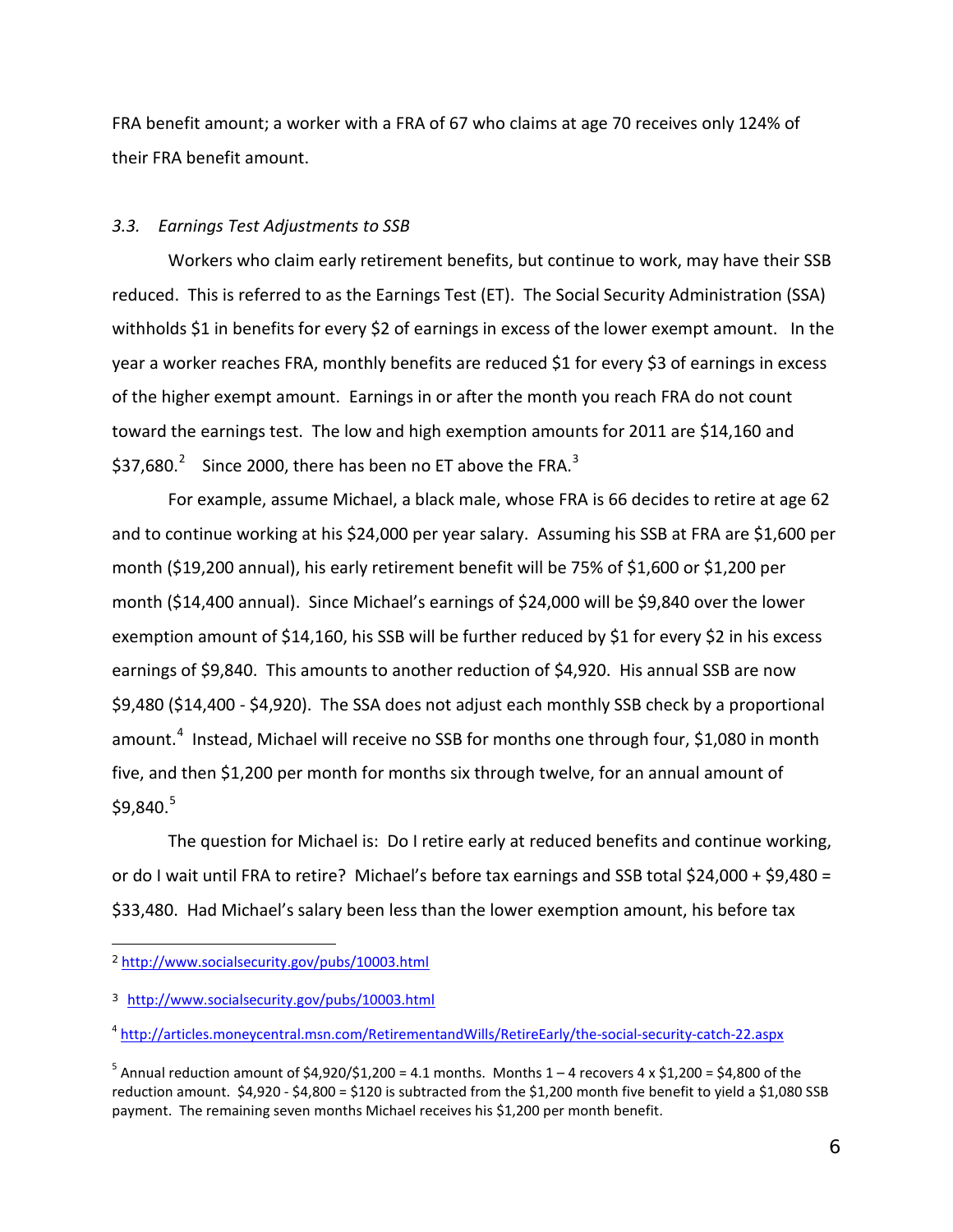FRA benefit amount; a worker with a FRA of 67 who claims at age 70 receives only 124% of their FRA benefit amount.

### *3.3. Earnings Test Adjustments to SSB*

Workers who claim early retirement benefits, but continue to work, may have their SSB reduced. This is referred to as the Earnings Test (ET). The Social Security Administration (SSA) withholds $1 in benefits for every $2 of earnings in excess of the lower exempt amount. In the year a worker reaches FRA, monthly benefits are reduced $1 for every $3 of earnings in excess of the higher exempt amount. Earnings in or after the month you reach FRA do not count toward the earnings test. The low and high exemption amounts for 2011 are $14,160 and $37,680.[2] Since 2000, there has been no ET above the FRA.[3]

For example, assume Michael, a black male, whose FRA is 66 decides to retire at age 62 and to continue working at his $24,000 per year salary. Assuming his SSB at FRA are $1,600 per month ($19,200 annual), his early retirement benefit will be 75% of $1,600 or $1,200 per month ($14,400 annual). Since Michael's earnings of $24,000 will be $9,840 over the lower exemption amount of $14,160, his SSB will be further reduced by $1 for every $2 in his excess earnings of $9,840. This amounts to another reduction of $4,920. His annual SSB are now $9,480 ($14,400 - $4,920). The SSA does not adjust each monthly SSB check by a proportional amount.[4] Instead, Michael will receive no SSB for months one through four, $1,080 in month five, and then $1,200 per month for months six through twelve, for an annual amount of $9,840.[5]

The question for Michael is: Do I retire early at reduced benefits and continue working, or do I wait until FRA to retire? Michael's before tax earnings and SSB total $24,000 + $9,480 = $33,480. Had Michael's salary been less than the lower exemption amount, his before tax

---

[2] http://www.socialsecurity.gov/pubs/10003.html

[3] http://www.socialsecurity.gov/pubs/10003.html

[4] http://articles.moneycentral.msn.com/RetirementandWills/RetireEarly/the-social-security-catch-22.aspx

[5] Annual reduction amount of $4,920/$1,200 = 4.1 months. Months 1 – 4 recovers 4 x $1,200 = $4,800 of the reduction amount. $4,920 - $4,800 = $120 is subtracted from the $1,200 month five benefit to yield a $1,080 SSB payment. The remaining seven months Michael receives his $1,200 per month benefit.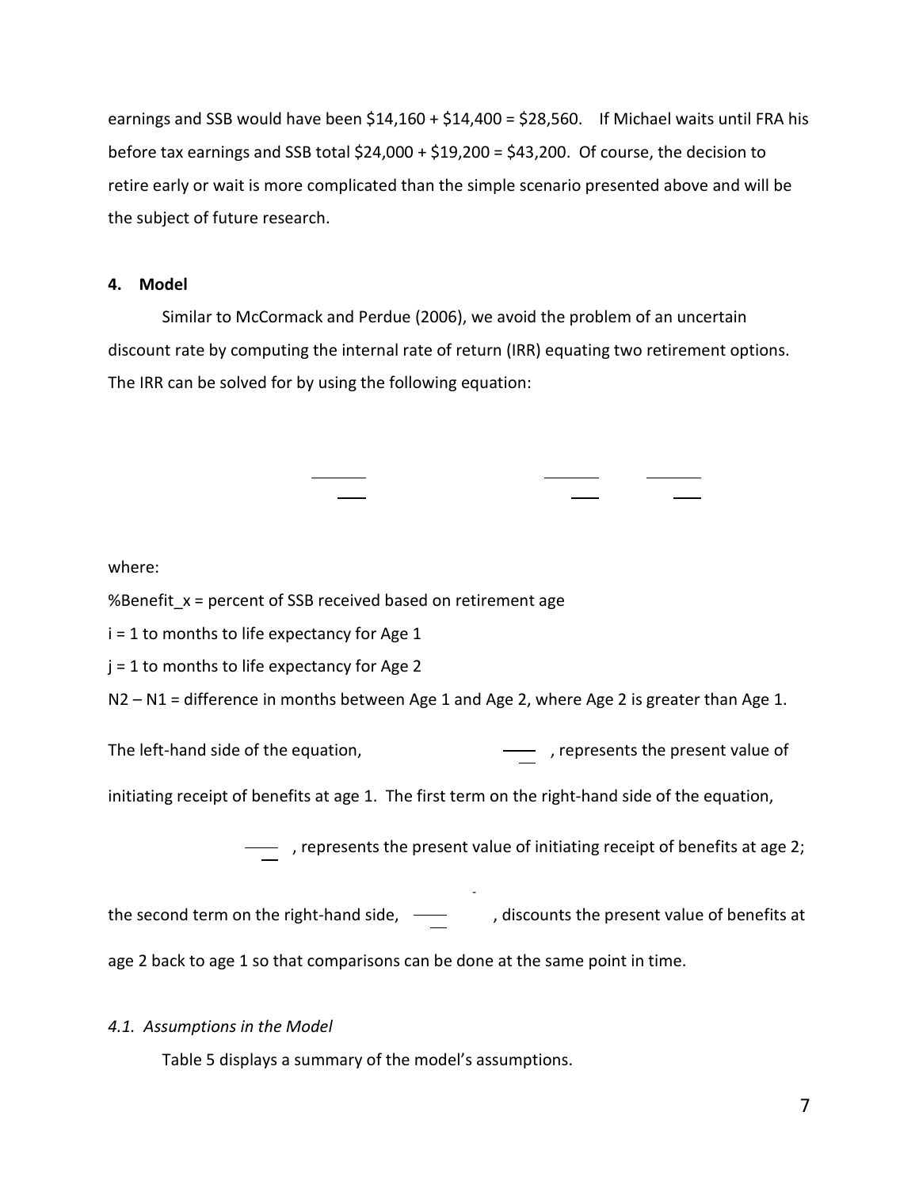earnings and SSB would have been $14,160 + $14,400 = $28,560. If Michael waits until FRA his before tax earnings and SSB total $24,000 + $19,200 = $43,200. Of course, the decision to retire early or wait is more complicated than the simple scenario presented above and will be the subject of future research.

### 4. Model

Similar to McCormack and Perdue (2006), we avoid the problem of an uncertain discount rate by computing the internal rate of return (IRR) equating two retirement options. The IRR can be solved for by using the following equation:

where:

%Benefit_x = percent of SSB received based on retirement age

i = 1 to months to life expectancy for Age 1

j = 1 to months to life expectancy for Age 2

N2 – N1 = difference in months between Age 1 and Age 2, where Age 2 is greater than Age 1.

The left-hand side of the equation, , represents the present value of initiating receipt of benefits at age 1. The first term on the right-hand side of the equation, , represents the present value of initiating receipt of benefits at age 2; the second term on the right-hand side, , discounts the present value of benefits at age 2 back to age 1 so that comparisons can be done at the same point in time.

#### *4.1. Assumptions in the Model*

Table 5 displays a summary of the model's assumptions.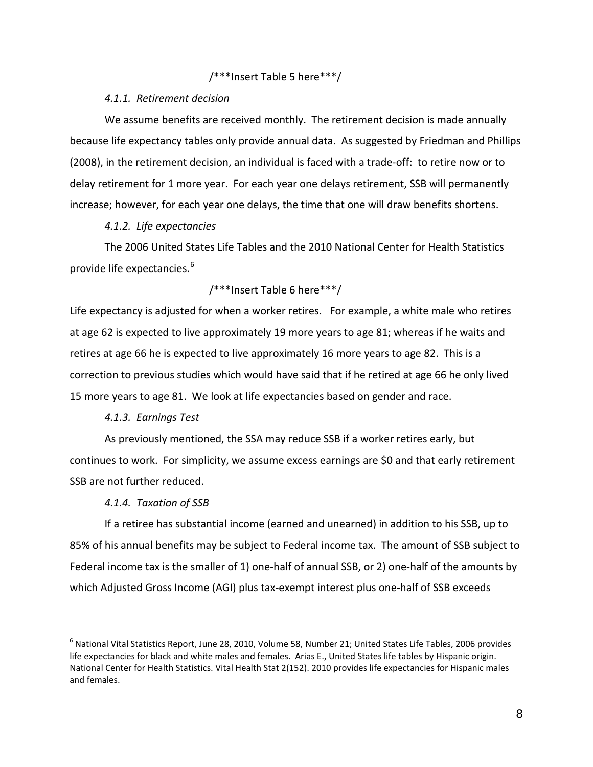/***Insert Table 5 here***/

*4.1.1. Retirement decision*

We assume benefits are received monthly. The retirement decision is made annually because life expectancy tables only provide annual data. As suggested by Friedman and Phillips (2008), in the retirement decision, an individual is faced with a trade-off: to retire now or to delay retirement for 1 more year. For each year one delays retirement, SSB will permanently increase; however, for each year one delays, the time that one will draw benefits shortens.

*4.1.2. Life expectancies*

The 2006 United States Life Tables and the 2010 National Center for Health Statistics provide life expectancies.[6]

/***Insert Table 6 here***/

Life expectancy is adjusted for when a worker retires. For example, a white male who retires at age 62 is expected to live approximately 19 more years to age 81; whereas if he waits and retires at age 66 he is expected to live approximately 16 more years to age 82. This is a correction to previous studies which would have said that if he retired at age 66 he only lived 15 more years to age 81. We look at life expectancies based on gender and race.

*4.1.3. Earnings Test*

As previously mentioned, the SSA may reduce SSB if a worker retires early, but continues to work. For simplicity, we assume excess earnings are $0 and that early retirement SSB are not further reduced.

*4.1.4. Taxation of SSB*

If a retiree has substantial income (earned and unearned) in addition to his SSB, up to 85% of his annual benefits may be subject to Federal income tax. The amount of SSB subject to Federal income tax is the smaller of 1) one-half of annual SSB, or 2) one-half of the amounts by which Adjusted Gross Income (AGI) plus tax-exempt interest plus one-half of SSB exceeds

---

[6] National Vital Statistics Report, June 28, 2010, Volume 58, Number 21; United States Life Tables, 2006 provides life expectancies for black and white males and females. Arias E., United States life tables by Hispanic origin. National Center for Health Statistics. Vital Health Stat 2(152). 2010 provides life expectancies for Hispanic males and females.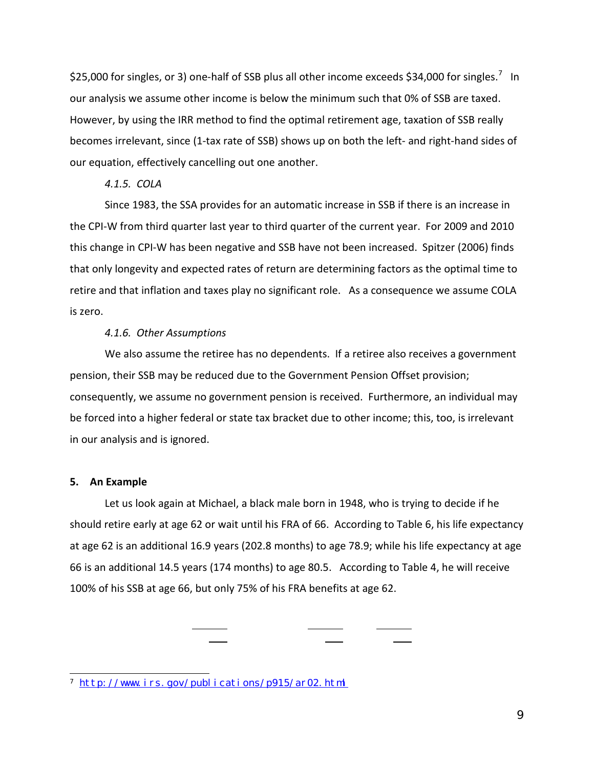$25,000 for singles, or 3) one-half of SSB plus all other income exceeds $34,000 for singles.[7] In our analysis we assume other income is below the minimum such that 0% of SSB are taxed. However, by using the IRR method to find the optimal retirement age, taxation of SSB really becomes irrelevant, since (1-tax rate of SSB) shows up on both the left- and right-hand sides of our equation, effectively cancelling out one another.

#### *4.1.5. COLA*

Since 1983, the SSA provides for an automatic increase in SSB if there is an increase in the CPI-W from third quarter last year to third quarter of the current year. For 2009 and 2010 this change in CPI-W has been negative and SSB have not been increased. Spitzer (2006) finds that only longevity and expected rates of return are determining factors as the optimal time to retire and that inflation and taxes play no significant role. As a consequence we assume COLA is zero.

#### *4.1.6. Other Assumptions*

We also assume the retiree has no dependents. If a retiree also receives a government pension, their SSB may be reduced due to the Government Pension Offset provision; consequently, we assume no government pension is received. Furthermore, an individual may be forced into a higher federal or state tax bracket due to other income; this, too, is irrelevant in our analysis and is ignored.

## 5. An Example

Let us look again at Michael, a black male born in 1948, who is trying to decide if he should retire early at age 62 or wait until his FRA of 66. According to Table 6, his life expectancy at age 62 is an additional 16.9 years (202.8 months) to age 78.9; while his life expectancy at age 66 is an additional 14.5 years (174 months) to age 80.5. According to Table 4, he will receive 100% of his SSB at age 66, but only 75% of his FRA benefits at age 62.

---

[7] http://www.irs.gov/publications/p915/ar02.html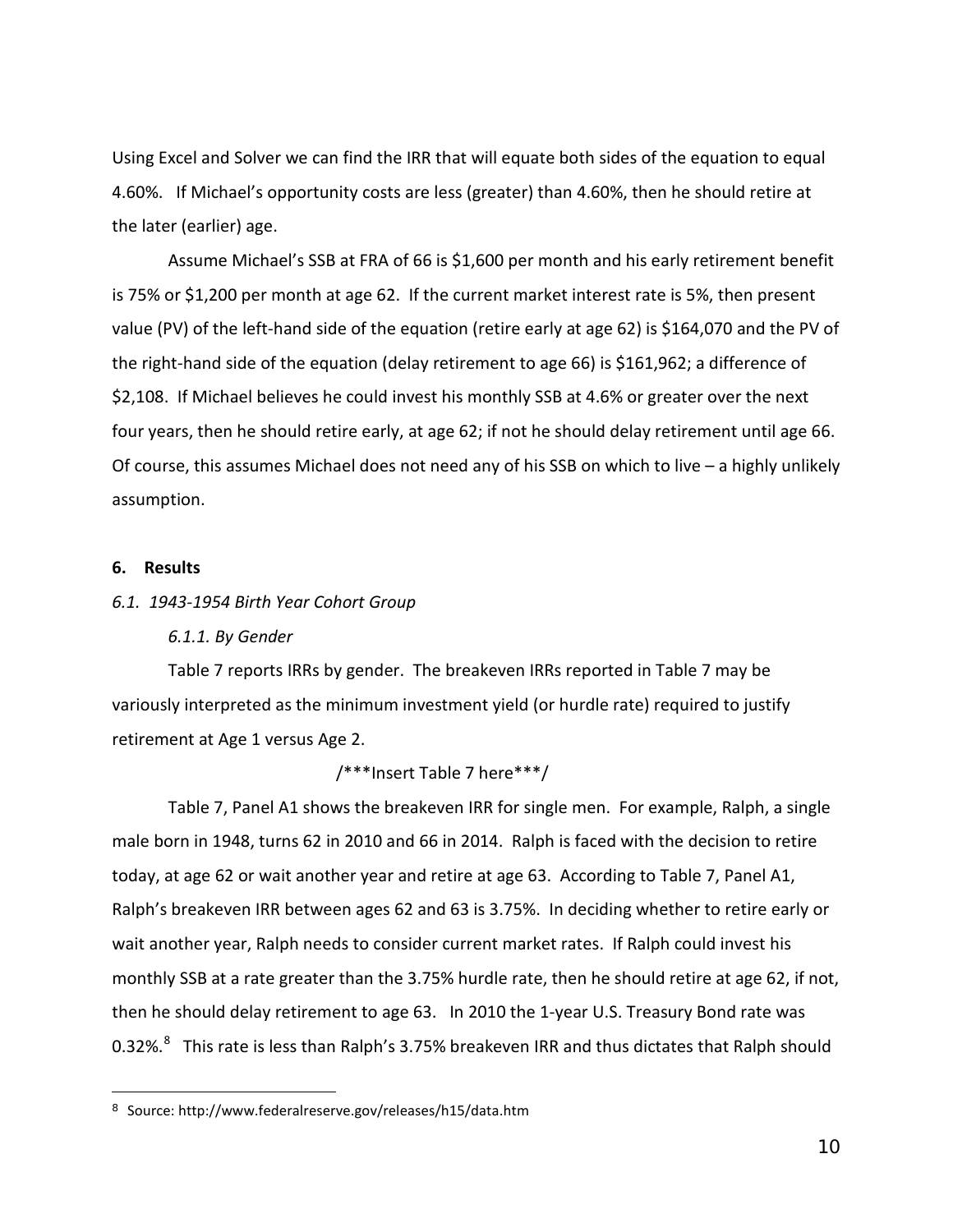Using Excel and Solver we can find the IRR that will equate both sides of the equation to equal 4.60%. If Michael's opportunity costs are less (greater) than 4.60%, then he should retire at the later (earlier) age.

Assume Michael's SSB at FRA of 66 is $1,600 per month and his early retirement benefit is 75% or $1,200 per month at age 62. If the current market interest rate is 5%, then present value (PV) of the left-hand side of the equation (retire early at age 62) is $164,070 and the PV of the right-hand side of the equation (delay retirement to age 66) is $161,962; a difference of $2,108. If Michael believes he could invest his monthly SSB at 4.6% or greater over the next four years, then he should retire early, at age 62; if not he should delay retirement until age 66. Of course, this assumes Michael does not need any of his SSB on which to live – a highly unlikely assumption.

## 6. Results

### *6.1. 1943-1954 Birth Year Cohort Group*

#### *6.1.1. By Gender*

Table 7 reports IRRs by gender. The breakeven IRRs reported in Table 7 may be variously interpreted as the minimum investment yield (or hurdle rate) required to justify retirement at Age 1 versus Age 2.

/***Insert Table 7 here***/

Table 7, Panel A1 shows the breakeven IRR for single men. For example, Ralph, a single male born in 1948, turns 62 in 2010 and 66 in 2014. Ralph is faced with the decision to retire today, at age 62 or wait another year and retire at age 63. According to Table 7, Panel A1, Ralph's breakeven IRR between ages 62 and 63 is 3.75%. In deciding whether to retire early or wait another year, Ralph needs to consider current market rates. If Ralph could invest his monthly SSB at a rate greater than the 3.75% hurdle rate, then he should retire at age 62, if not, then he should delay retirement to age 63. In 2010 the 1-year U.S. Treasury Bond rate was 0.32%.[8] This rate is less than Ralph's 3.75% breakeven IRR and thus dictates that Ralph should

---

[8] Source: http://www.federalreserve.gov/releases/h15/data.htm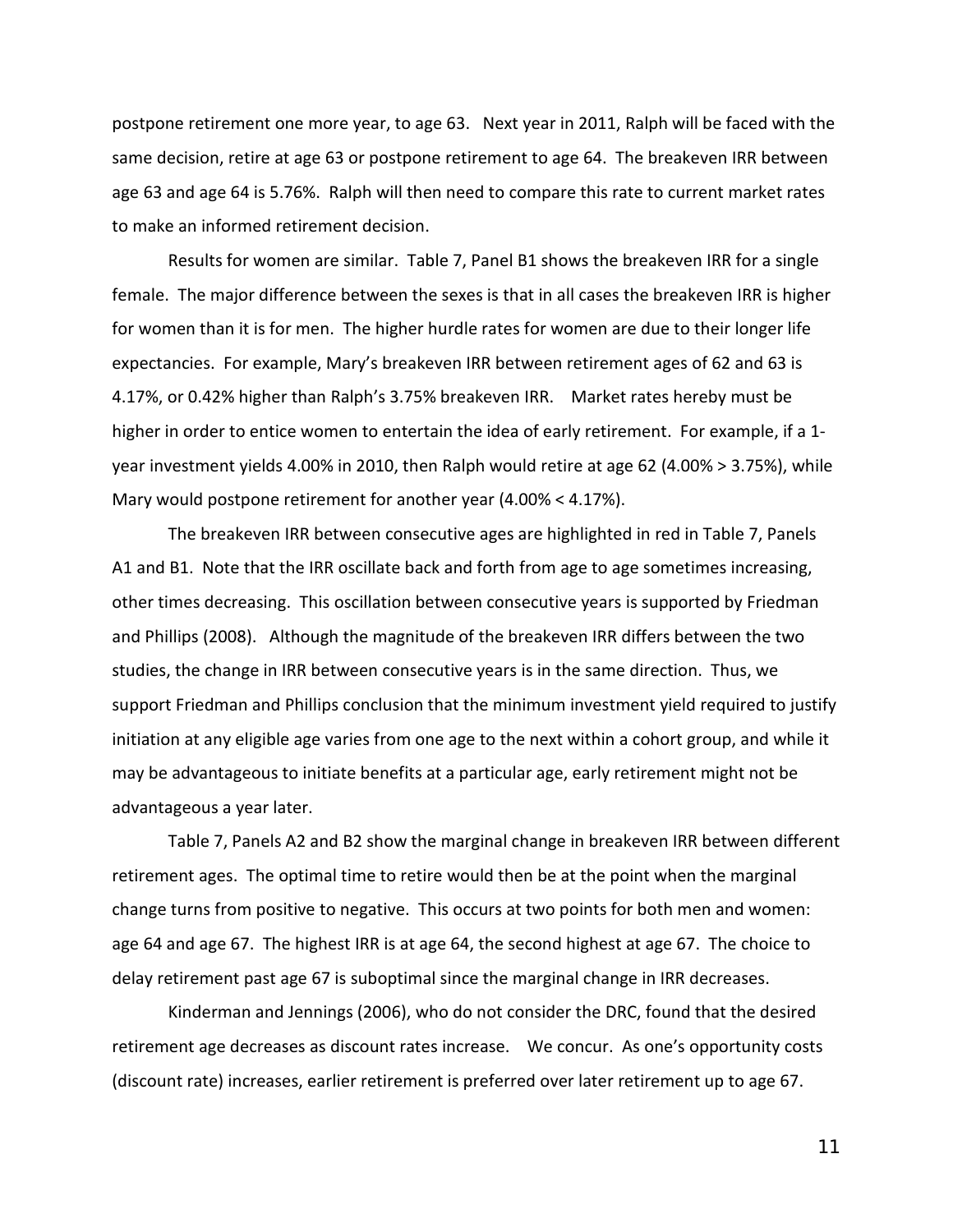postpone retirement one more year, to age 63. Next year in 2011, Ralph will be faced with the same decision, retire at age 63 or postpone retirement to age 64. The breakeven IRR between age 63 and age 64 is 5.76%. Ralph will then need to compare this rate to current market rates to make an informed retirement decision.

Results for women are similar. Table 7, Panel B1 shows the breakeven IRR for a single female. The major difference between the sexes is that in all cases the breakeven IRR is higher for women than it is for men. The higher hurdle rates for women are due to their longer life expectancies. For example, Mary's breakeven IRR between retirement ages of 62 and 63 is 4.17%, or 0.42% higher than Ralph's 3.75% breakeven IRR. Market rates hereby must be higher in order to entice women to entertain the idea of early retirement. For example, if a 1-year investment yields 4.00% in 2010, then Ralph would retire at age 62 (4.00% > 3.75%), while Mary would postpone retirement for another year (4.00% < 4.17%).

The breakeven IRR between consecutive ages are highlighted in red in Table 7, Panels A1 and B1. Note that the IRR oscillate back and forth from age to age sometimes increasing, other times decreasing. This oscillation between consecutive years is supported by Friedman and Phillips (2008). Although the magnitude of the breakeven IRR differs between the two studies, the change in IRR between consecutive years is in the same direction. Thus, we support Friedman and Phillips conclusion that the minimum investment yield required to justify initiation at any eligible age varies from one age to the next within a cohort group, and while it may be advantageous to initiate benefits at a particular age, early retirement might not be advantageous a year later.

Table 7, Panels A2 and B2 show the marginal change in breakeven IRR between different retirement ages. The optimal time to retire would then be at the point when the marginal change turns from positive to negative. This occurs at two points for both men and women: age 64 and age 67. The highest IRR is at age 64, the second highest at age 67. The choice to delay retirement past age 67 is suboptimal since the marginal change in IRR decreases.

Kinderman and Jennings (2006), who do not consider the DRC, found that the desired retirement age decreases as discount rates increase. We concur. As one's opportunity costs (discount rate) increases, earlier retirement is preferred over later retirement up to age 67.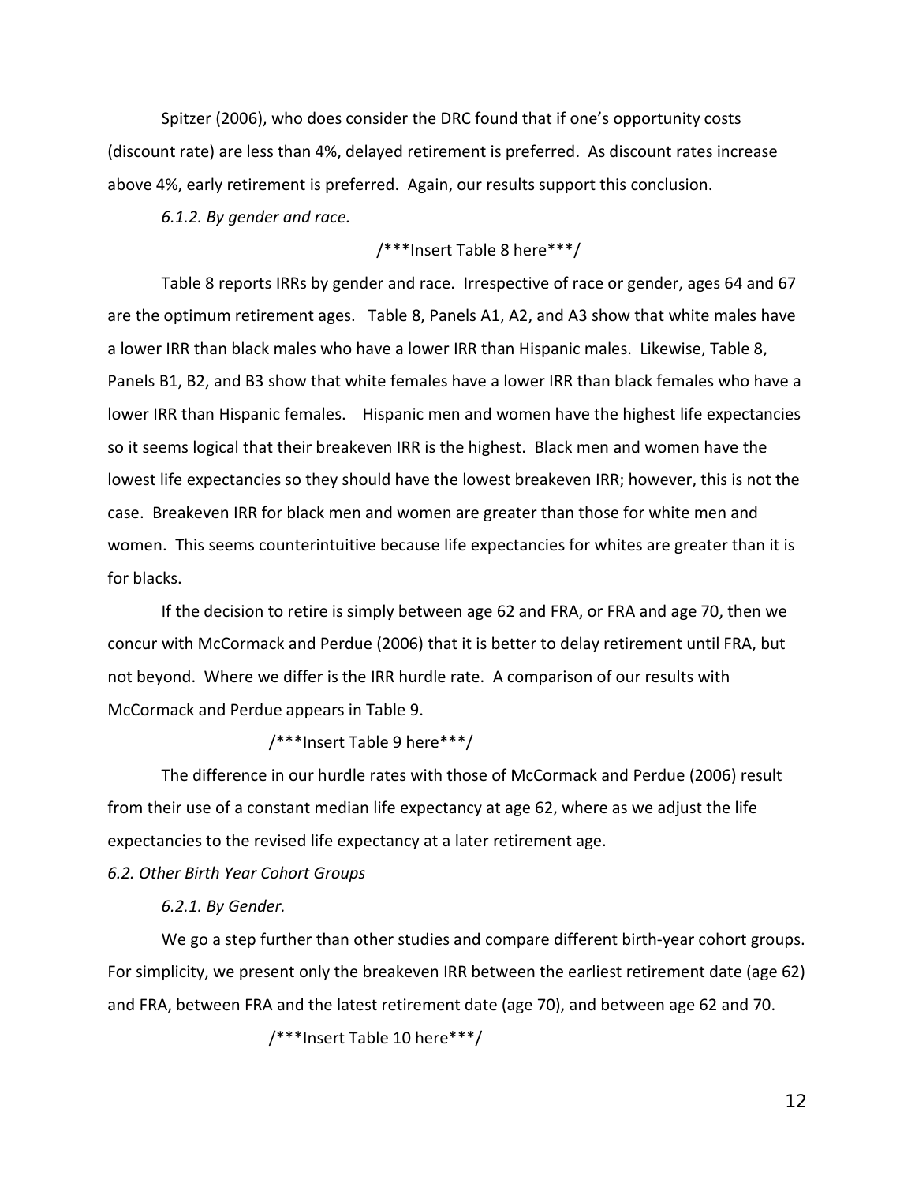Spitzer (2006), who does consider the DRC found that if one's opportunity costs (discount rate) are less than 4%, delayed retirement is preferred. As discount rates increase above 4%, early retirement is preferred. Again, our results support this conclusion.

*6.1.2. By gender and race.*

/***Insert Table 8 here***/

Table 8 reports IRRs by gender and race. Irrespective of race or gender, ages 64 and 67 are the optimum retirement ages. Table 8, Panels A1, A2, and A3 show that white males have a lower IRR than black males who have a lower IRR than Hispanic males. Likewise, Table 8, Panels B1, B2, and B3 show that white females have a lower IRR than black females who have a lower IRR than Hispanic females. Hispanic men and women have the highest life expectancies so it seems logical that their breakeven IRR is the highest. Black men and women have the lowest life expectancies so they should have the lowest breakeven IRR; however, this is not the case. Breakeven IRR for black men and women are greater than those for white men and women. This seems counterintuitive because life expectancies for whites are greater than it is for blacks.

If the decision to retire is simply between age 62 and FRA, or FRA and age 70, then we concur with McCormack and Perdue (2006) that it is better to delay retirement until FRA, but not beyond. Where we differ is the IRR hurdle rate. A comparison of our results with McCormack and Perdue appears in Table 9.

/***Insert Table 9 here***/

The difference in our hurdle rates with those of McCormack and Perdue (2006) result from their use of a constant median life expectancy at age 62, where as we adjust the life expectancies to the revised life expectancy at a later retirement age.

*6.2. Other Birth Year Cohort Groups*

*6.2.1. By Gender.*

We go a step further than other studies and compare different birth-year cohort groups. For simplicity, we present only the breakeven IRR between the earliest retirement date (age 62) and FRA, between FRA and the latest retirement date (age 70), and between age 62 and 70.

/***Insert Table 10 here***/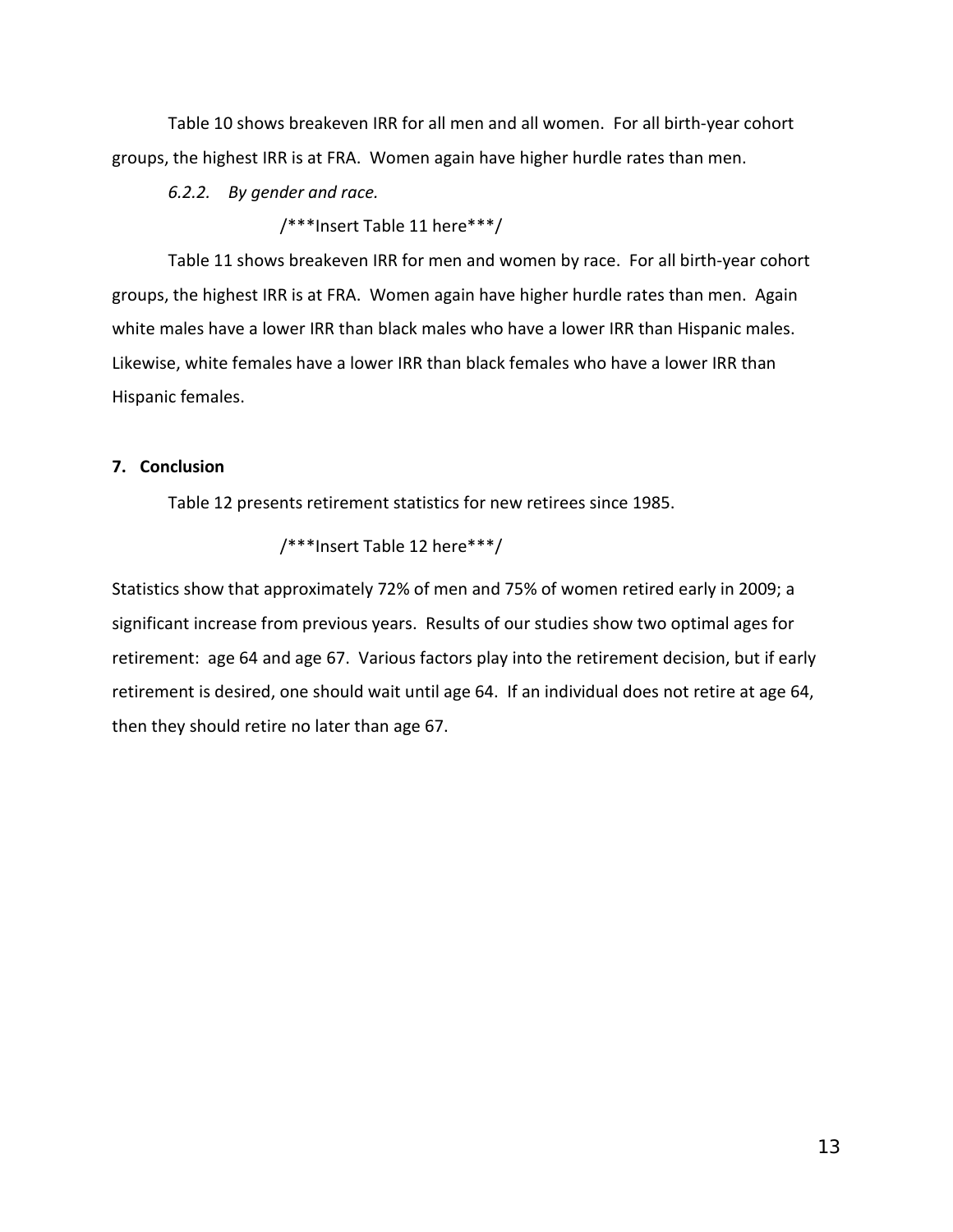Table 10 shows breakeven IRR for all men and all women. For all birth-year cohort groups, the highest IRR is at FRA. Women again have higher hurdle rates than men.

*6.2.2. By gender and race.*

/***Insert Table 11 here***/

Table 11 shows breakeven IRR for men and women by race. For all birth-year cohort groups, the highest IRR is at FRA. Women again have higher hurdle rates than men. Again white males have a lower IRR than black males who have a lower IRR than Hispanic males. Likewise, white females have a lower IRR than black females who have a lower IRR than Hispanic females.

## 7. Conclusion

Table 12 presents retirement statistics for new retirees since 1985.

/***Insert Table 12 here***/

Statistics show that approximately 72% of men and 75% of women retired early in 2009; a significant increase from previous years. Results of our studies show two optimal ages for retirement: age 64 and age 67. Various factors play into the retirement decision, but if early retirement is desired, one should wait until age 64. If an individual does not retire at age 64, then they should retire no later than age 67.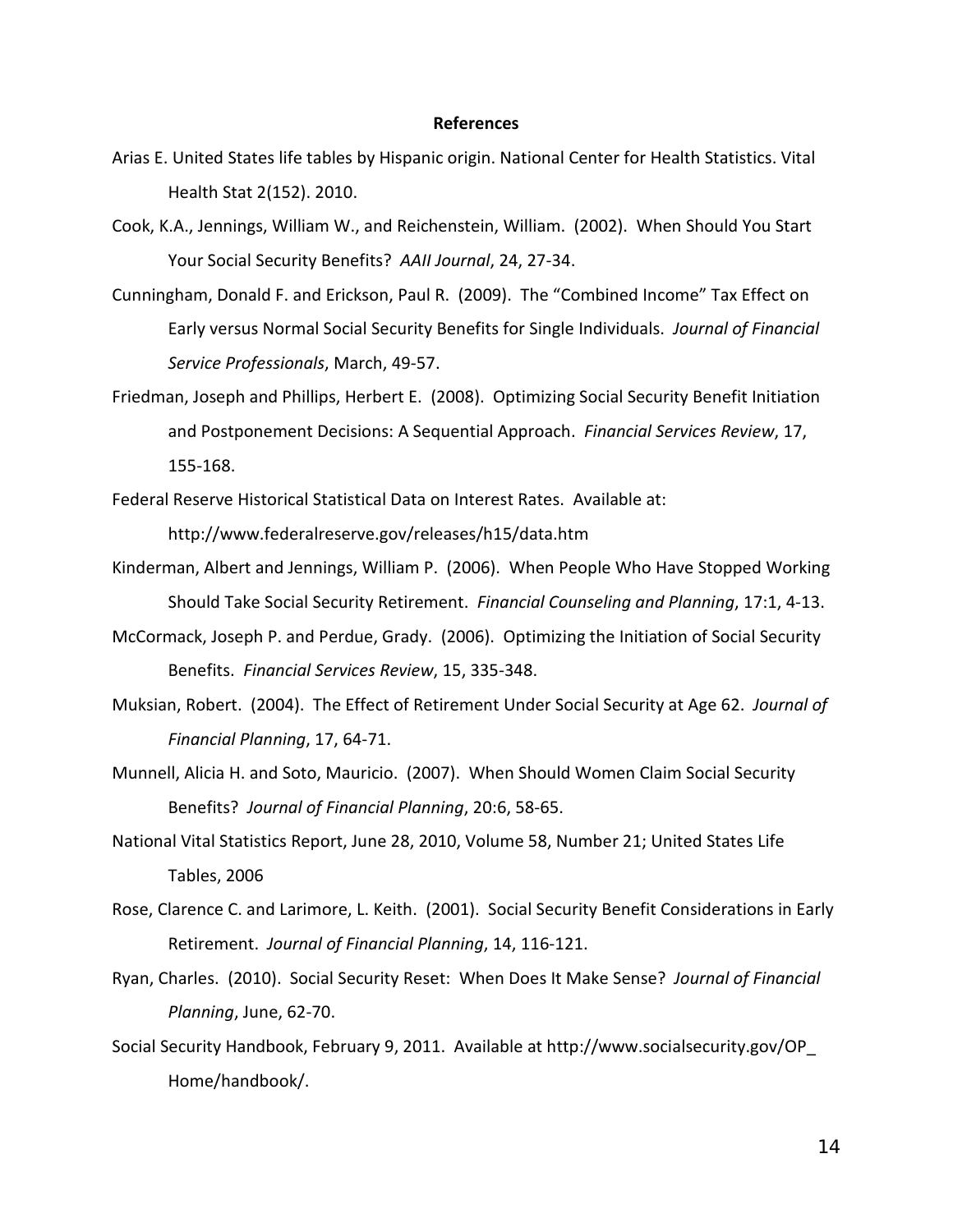# References

Arias E. United States life tables by Hispanic origin. National Center for Health Statistics. Vital Health Stat 2(152). 2010.

Cook, K.A., Jennings, William W., and Reichenstein, William. (2002). When Should You Start Your Social Security Benefits? *AAII Journal*, 24, 27-34.

Cunningham, Donald F. and Erickson, Paul R. (2009). The "Combined Income" Tax Effect on Early versus Normal Social Security Benefits for Single Individuals. *Journal of Financial Service Professionals*, March, 49-57.

Friedman, Joseph and Phillips, Herbert E. (2008). Optimizing Social Security Benefit Initiation and Postponement Decisions: A Sequential Approach. *Financial Services Review*, 17, 155-168.

Federal Reserve Historical Statistical Data on Interest Rates. Available at: http://www.federalreserve.gov/releases/h15/data.htm

Kinderman, Albert and Jennings, William P. (2006). When People Who Have Stopped Working Should Take Social Security Retirement. *Financial Counseling and Planning*, 17:1, 4-13.

McCormack, Joseph P. and Perdue, Grady. (2006). Optimizing the Initiation of Social Security Benefits. *Financial Services Review*, 15, 335-348.

Muksian, Robert. (2004). The Effect of Retirement Under Social Security at Age 62. *Journal of Financial Planning*, 17, 64-71.

Munnell, Alicia H. and Soto, Mauricio. (2007). When Should Women Claim Social Security Benefits? *Journal of Financial Planning*, 20:6, 58-65.

National Vital Statistics Report, June 28, 2010, Volume 58, Number 21; United States Life Tables, 2006

Rose, Clarence C. and Larimore, L. Keith. (2001). Social Security Benefit Considerations in Early Retirement. *Journal of Financial Planning*, 14, 116-121.

Ryan, Charles. (2010). Social Security Reset: When Does It Make Sense? *Journal of Financial Planning*, June, 62-70.

Social Security Handbook, February 9, 2011. Available at http://www.socialsecurity.gov/OP_Home/handbook/.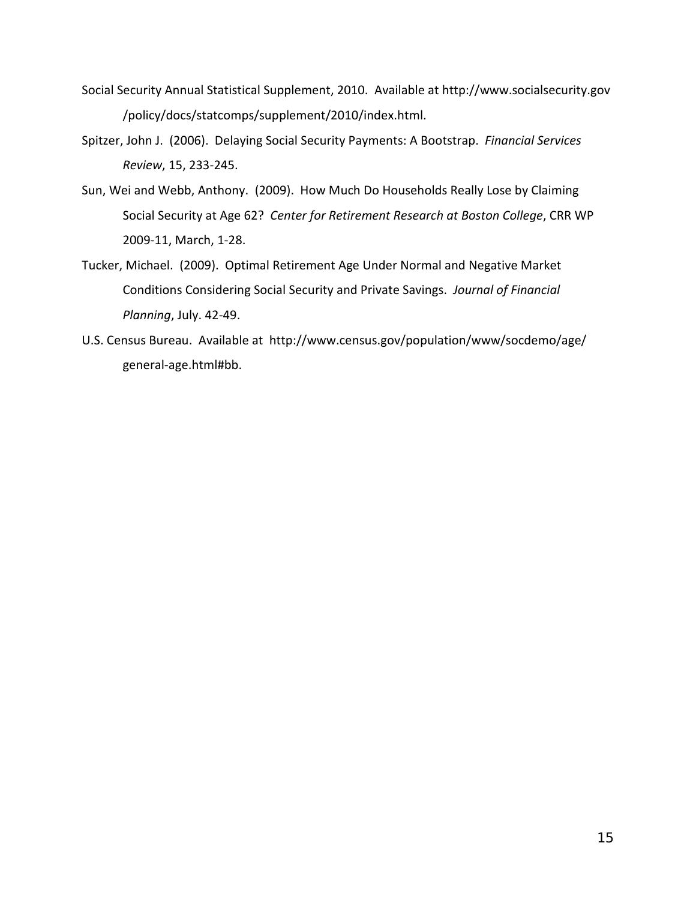Social Security Annual Statistical Supplement, 2010. Available at http://www.socialsecurity.gov /policy/docs/statcomps/supplement/2010/index.html.

Spitzer, John J. (2006). Delaying Social Security Payments: A Bootstrap. *Financial Services Review*, 15, 233-245.

Sun, Wei and Webb, Anthony. (2009). How Much Do Households Really Lose by Claiming Social Security at Age 62? *Center for Retirement Research at Boston College*, CRR WP 2009-11, March, 1-28.

Tucker, Michael. (2009). Optimal Retirement Age Under Normal and Negative Market Conditions Considering Social Security and Private Savings. *Journal of Financial Planning*, July. 42-49.

U.S. Census Bureau. Available at http://www.census.gov/population/www/socdemo/age/ general-age.html#bb.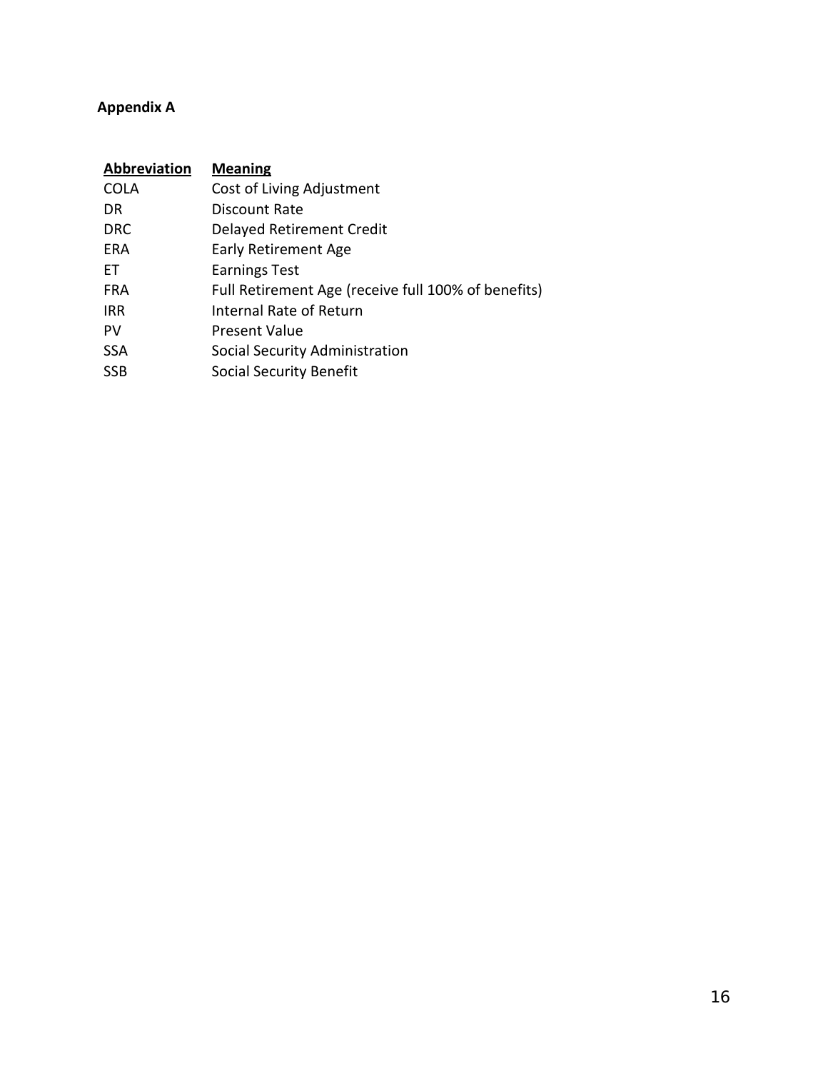**Appendix A**

| Abbreviation | Meaning |
|---|---|
| COLA | Cost of Living Adjustment |
| DR | Discount Rate |
| DRC | Delayed Retirement Credit |
| ERA | Early Retirement Age |
| ET | Earnings Test |
| FRA | Full Retirement Age (receive full 100% of benefits) |
| IRR | Internal Rate of Return |
| PV | Present Value |
| SSA | Social Security Administration |
| SSB | Social Security Benefit |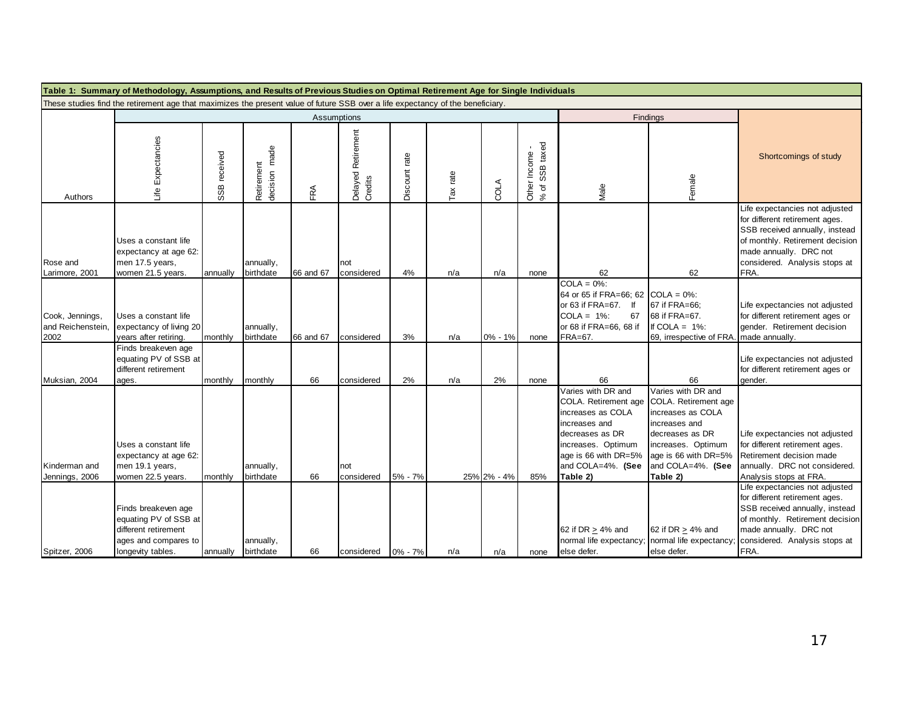**Table 1: Summary of Methodology, Assumptions, and Results of Previous Studies on Optimal Retirement Age for Single Individuals**

These studies find the retirement age that maximizes the present value of future SSB over a life expectancy of the beneficiary.

| | Assumptions | | | | | | | | | Findings | | |
|---|---|---|---|---|---|---|---|---|---|---|---|---|
| Authors | Life Expectancies | SSB received | Retirement decision made | FRA | Delayed Retirement Credits | Discount rate | Tax rate | COLA | Other Income - % of SSB taxed | Male | Female | Shortcomings of study |
| Rose and Larimore, 2001 | Uses a constant life expectancy at age 62: men 17.5 years, women 21.5 years. | annually | annually, birthdate | 66 and 67 | not considered | 4% | n/a | n/a | none | 62 | 62 | Life expectancies not adjusted for different retirement ages. SSB received annually, instead of monthly. Retirement decision made annually. DRC not considered. Analysis stops at FRA. |
| Cook, Jennings, and Reichenstein, 2002 | Uses a constant life expectancy of living 20 years after retiring. | monthly | annually, birthdate | 66 and 67 | considered | 3% | n/a | 0% - 1% | none | COLA = 0%: 64 or 65 if FRA=66; 62 or 63 if FRA=67. If COLA = 1%: 67 or 68 if FRA=66, 68 if FRA=67. | COLA = 0%: 67 if FRA=66; 68 if FRA=67. If COLA = 1%: 69, irrespective of FRA. | Life expectancies not adjusted for different retirement ages or gender. Retirement decision made annually. |
| Muksian, 2004 | Finds breakeven age equating PV of SSB at different retirement ages. | monthly | monthly | 66 | considered | 2% | n/a | 2% | none | 66 | 66 | Life expectancies not adjusted for different retirement ages or gender. |
| Kinderman and Jennings, 2006 | Uses a constant life expectancy at age 62: men 19.1 years, women 22.5 years. | monthly | annually, birthdate | 66 | not considered | 5% - 7% | 25% | 2% - 4% | 85% | Varies with DR and COLA. Retirement age increases as COLA increases and decreases as DR increases. Optimum age is 66 with DR=5% and COLA=4%. **(See Table 2)** | Varies with DR and COLA. Retirement age increases as COLA increases and decreases as DR increases. Optimum age is 66 with DR=5% and COLA=4%. **(See Table 2)** | Life expectancies not adjusted for different retirement ages. Retirement decision made annually. DRC not considered. Analysis stops at FRA. |
| Spitzer, 2006 | Finds breakeven age equating PV of SSB at different retirement ages and compares to longevity tables. | annually | annually, birthdate | 66 | considered | 0% - 7% | n/a | n/a | none | 62 if DR ≥ 4% and normal life expectancy; else defer. | 62 if DR ≥ 4% and normal life expectancy; else defer. | Life expectancies not adjusted for different retirement ages. SSB received annually, instead of monthly. Retirement decision made annually. DRC not considered. Analysis stops at FRA. |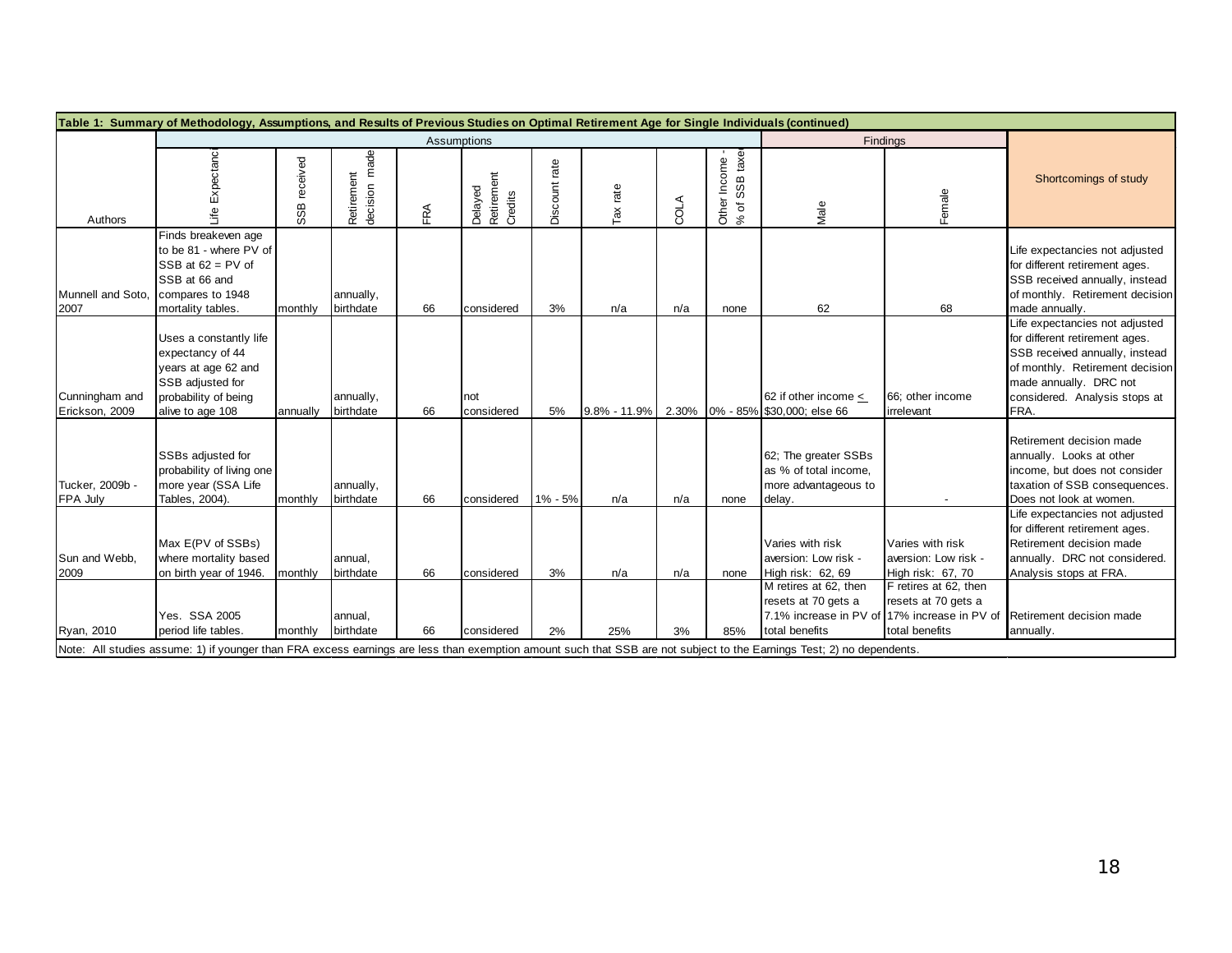**Table 1: Summary of Methodology, Assumptions, and Results of Previous Studies on Optimal Retirement Age for Single Individuals (continued)**

| Authors | Assumptions | | | | | | | | | Findings | | Shortcomings of study |
|---|---|---|---|---|---|---|---|---|---|---|---|---|
| | Life Expectancy | SSB received | Retirement decision made | FRA | Delayed Retirement Credits | Discount rate | Tax rate | COLA | Other Income - % of SSB taxed | Male | Female | |
| Munnell and Soto, 2007 | Finds breakeven age to be 81 - where PV of SSB at 62 = PV of SSB at 66 and compares to 1948 mortality tables. | monthly | annually, birthdate | 66 | considered | 3% | n/a | n/a | none | 62 | 68 | Life expectancies not adjusted for different retirement ages. SSB received annually, instead of monthly. Retirement decision made annually. |
| Cunningham and Erickson, 2009 | Uses a constantly life expectancy of 44 years at age 62 and SSB adjusted for probability of being alive to age 108 | annually | annually, birthdate | 66 | not considered | 5% | 9.8% - 11.9% | 2.30% | 0% - 85% | 62 if other income ≤ $30,000; else 66 | 66; other income irrelevant | Life expectancies not adjusted for different retirement ages. SSB received annually, instead of monthly. Retirement decision made annually. DRC not considered. Analysis stops at FRA. |
| Tucker, 2009b - FPA July | SSBs adjusted for probability of living one more year (SSA Life Tables, 2004). | monthly | annually, birthdate | 66 | considered | 1% - 5% | n/a | n/a | none | 62; The greater SSBs as % of total income, more advantageous to delay. | - | Retirement decision made annually. Looks at other income, but does not consider taxation of SSB consequences. Does not look at women. |
| Sun and Webb, 2009 | Max E(PV of SSBs) where mortality based on birth year of 1946. | monthly | annual, birthdate | 66 | considered | 3% | n/a | n/a | none | Varies with risk aversion: Low risk - High risk: 62, 69 | Varies with risk aversion: Low risk - High risk: 67, 70 | Life expectancies not adjusted for different retirement ages. Retirement decision made annually. DRC not considered. Analysis stops at FRA. |
| Ryan, 2010 | Yes. SSA 2005 period life tables. | monthly | annual, birthdate | 66 | considered | 2% | 25% | 3% | 85% | M retires at 62, then resets at 70 gets a 7.1% increase in PV of total benefits | F retires at 62, then resets at 70 gets a 17% increase in PV of total benefits | Retirement decision made annually. |

Note: All studies assume: 1) if younger than FRA excess earnings are less than exemption amount such that SSB are not subject to the Earnings Test; 2) no dependents.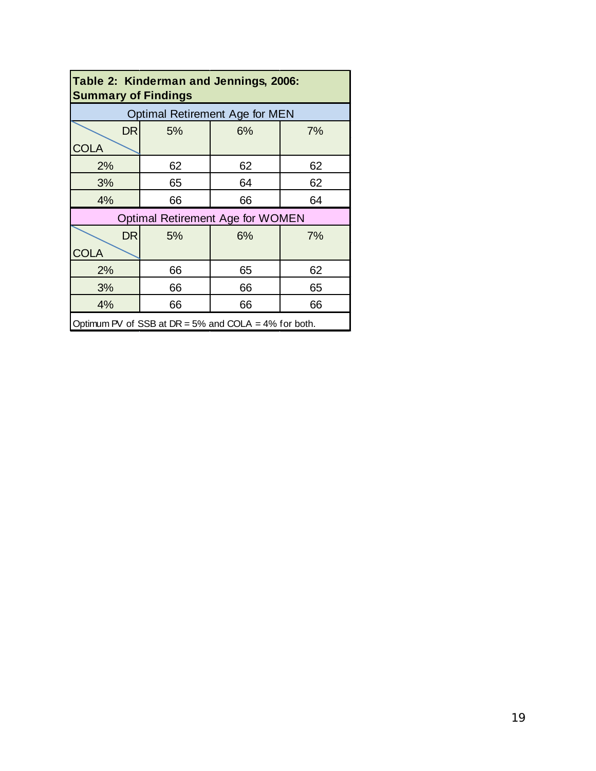**Table 2: Kinderman and Jennings, 2006: Summary of Findings**

| Optimal Retirement Age for MEN | | | |
|---|---|---|---|
| COLA \ DR | 5% | 6% | 7% |
| 2% | 62 | 62 | 62 |
| 3% | 65 | 64 | 62 |
| 4% | 66 | 66 | 64 |
| **Optimal Retirement Age for WOMEN** | | | |
| COLA \ DR | 5% | 6% | 7% |
| 2% | 66 | 65 | 62 |
| 3% | 66 | 66 | 65 |
| 4% | 66 | 66 | 66 |

Optimum PV of SSB at DR = 5% and COLA = 4% for both.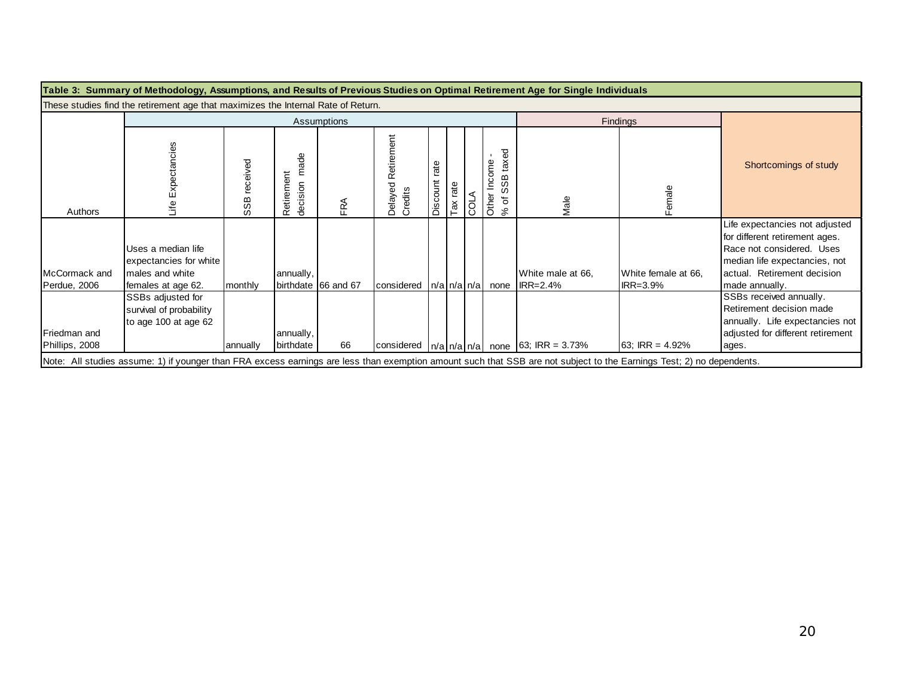**Table 3: Summary of Methodology, Assumptions, and Results of Previous Studies on Optimal Retirement Age for Single Individuals**

These studies find the retirement age that maximizes the Internal Rate of Return.

| | Assumptions | | | | | | | | | Findings | | |
|---|---|---|---|---|---|---|---|---|---|---|---|---|
| Authors | Life Expectancies | SSB received | Retirement decision made | FRA | Delayed Retirement Credits | Discount rate | Tax rate | COLA | Other Income - % of SSB taxed | Male | Female | Shortcomings of study |
| McCormack and Perdue, 2006 | Uses a median life expectancies for white males and white females at age 62. | monthly | annually, birthdate | 66 and 67 | considered | n/a | n/a | n/a | none | White male at 66, IRR=2.4% | White female at 66, IRR=3.9% | Life expectancies not adjusted for different retirement ages. Race not considered. Uses median life expectancies, not actual. Retirement decision made annually. |
| Friedman and Phillips, 2008 | SSBs adjusted for survival of probability to age 100 at age 62 | annually | annually, birthdate | 66 | considered | n/a | n/a | n/a | none | 63; IRR = 3.73% | 63; IRR = 4.92% | SSBs received annually. Retirement decision made annually. Life expectancies not adjusted for different retirement ages. |

Note: All studies assume: 1) if younger than FRA excess earnings are less than exemption amount such that SSB are not subject to the Earnings Test; 2) no dependents.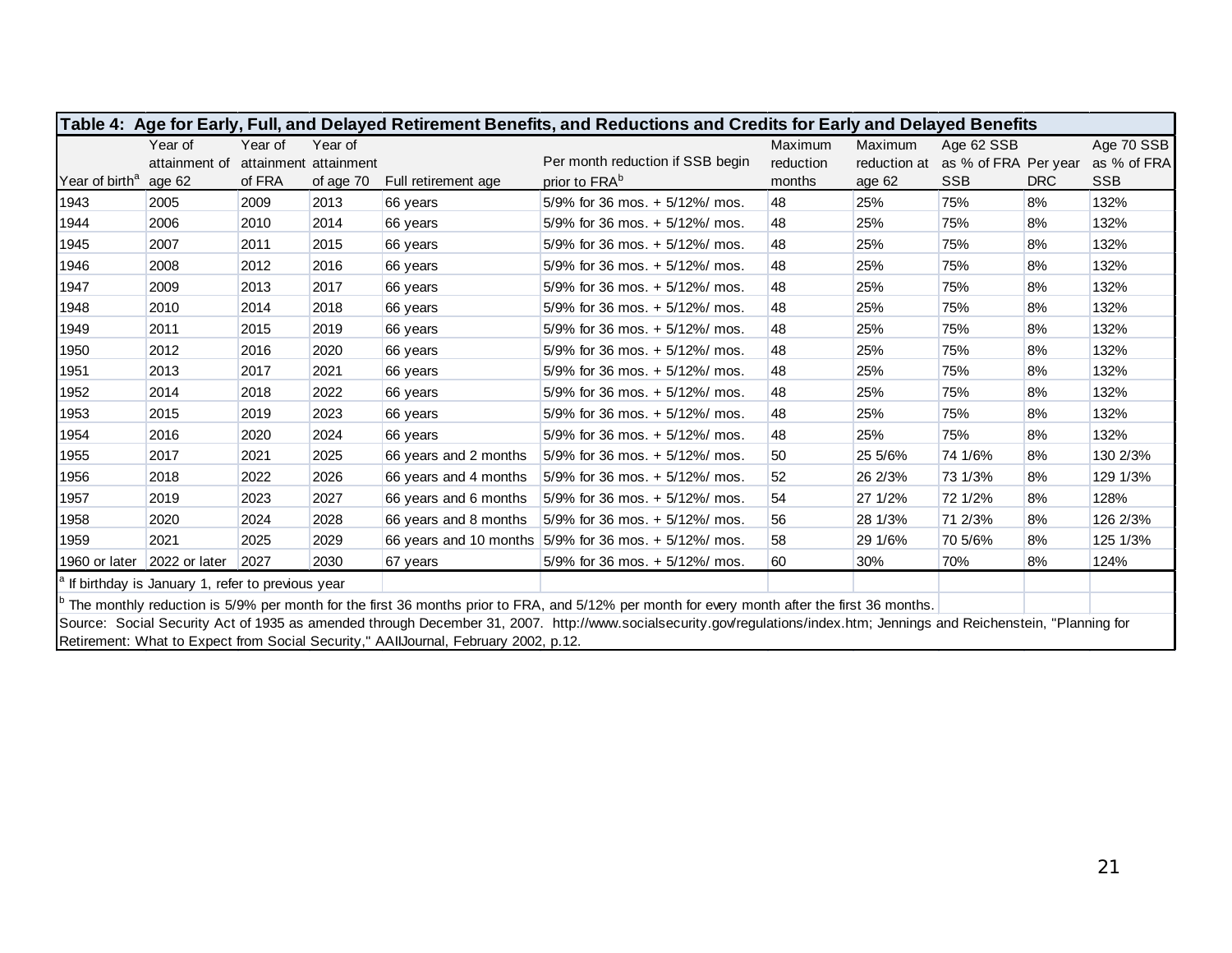**Table 4: Age for Early, Full, and Delayed Retirement Benefits, and Reductions and Credits for Early and Delayed Benefits**

| Year of birth[a] | Year of attainment of age 62 | Year of attainment of FRA | Year of attainment of age 70 | Full retirement age | Per month reduction if SSB begin prior to FRA[b] | Maximum reduction months | Maximum reduction at age 62 | Age 62 SSB as % of FRA SSB | Per year DRC | Age 70 SSB as % of FRA SSB |
|---|---|---|---|---|---|---|---|---|---|---|
| 1943 | 2005 | 2009 | 2013 | 66 years | 5/9% for 36 mos. + 5/12%/ mos. | 48 | 25% | 75% | 8% | 132% |
| 1944 | 2006 | 2010 | 2014 | 66 years | 5/9% for 36 mos. + 5/12%/ mos. | 48 | 25% | 75% | 8% | 132% |
| 1945 | 2007 | 2011 | 2015 | 66 years | 5/9% for 36 mos. + 5/12%/ mos. | 48 | 25% | 75% | 8% | 132% |
| 1946 | 2008 | 2012 | 2016 | 66 years | 5/9% for 36 mos. + 5/12%/ mos. | 48 | 25% | 75% | 8% | 132% |
| 1947 | 2009 | 2013 | 2017 | 66 years | 5/9% for 36 mos. + 5/12%/ mos. | 48 | 25% | 75% | 8% | 132% |
| 1948 | 2010 | 2014 | 2018 | 66 years | 5/9% for 36 mos. + 5/12%/ mos. | 48 | 25% | 75% | 8% | 132% |
| 1949 | 2011 | 2015 | 2019 | 66 years | 5/9% for 36 mos. + 5/12%/ mos. | 48 | 25% | 75% | 8% | 132% |
| 1950 | 2012 | 2016 | 2020 | 66 years | 5/9% for 36 mos. + 5/12%/ mos. | 48 | 25% | 75% | 8% | 132% |
| 1951 | 2013 | 2017 | 2021 | 66 years | 5/9% for 36 mos. + 5/12%/ mos. | 48 | 25% | 75% | 8% | 132% |
| 1952 | 2014 | 2018 | 2022 | 66 years | 5/9% for 36 mos. + 5/12%/ mos. | 48 | 25% | 75% | 8% | 132% |
| 1953 | 2015 | 2019 | 2023 | 66 years | 5/9% for 36 mos. + 5/12%/ mos. | 48 | 25% | 75% | 8% | 132% |
| 1954 | 2016 | 2020 | 2024 | 66 years | 5/9% for 36 mos. + 5/12%/ mos. | 48 | 25% | 75% | 8% | 132% |
| 1955 | 2017 | 2021 | 2025 | 66 years and 2 months | 5/9% for 36 mos. + 5/12%/ mos. | 50 | 25 5/6% | 74 1/6% | 8% | 130 2/3% |
| 1956 | 2018 | 2022 | 2026 | 66 years and 4 months | 5/9% for 36 mos. + 5/12%/ mos. | 52 | 26 2/3% | 73 1/3% | 8% | 129 1/3% |
| 1957 | 2019 | 2023 | 2027 | 66 years and 6 months | 5/9% for 36 mos. + 5/12%/ mos. | 54 | 27 1/2% | 72 1/2% | 8% | 128% |
| 1958 | 2020 | 2024 | 2028 | 66 years and 8 months | 5/9% for 36 mos. + 5/12%/ mos. | 56 | 28 1/3% | 71 2/3% | 8% | 126 2/3% |
| 1959 | 2021 | 2025 | 2029 | 66 years and 10 months | 5/9% for 36 mos. + 5/12%/ mos. | 58 | 29 1/6% | 70 5/6% | 8% | 125 1/3% |
| 1960 or later | 2022 or later | 2027 | 2030 | 67 years | 5/9% for 36 mos. + 5/12%/ mos. | 60 | 30% | 70% | 8% | 124% |

[a] If birthday is January 1, refer to previous year

[b] The monthly reduction is 5/9% per month for the first 36 months prior to FRA, and 5/12% per month for every month after the first 36 months.

Source: Social Security Act of 1935 as amended through December 31, 2007. http://www.socialsecurity.gov/regulations/index.htm; Jennings and Reichenstein, "Planning for Retirement: What to Expect from Social Security," AAIIJournal, February 2002, p.12.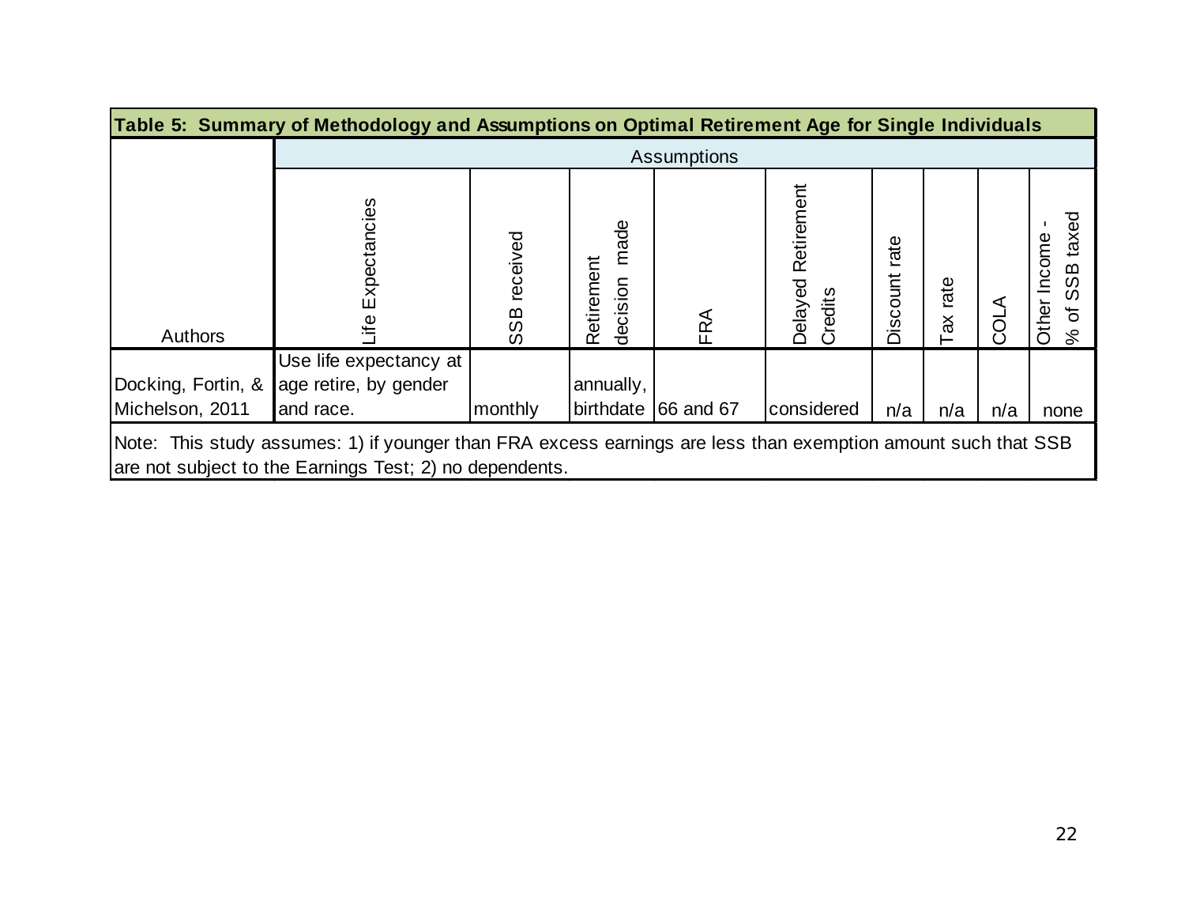**Table 5: Summary of Methodology and Assumptions on Optimal Retirement Age for Single Individuals**

| Authors | Assumptions | | | | | | | | |
|---|---|---|---|---|---|---|---|---|---|
| | Life Expectancies | SSB received | Retirement decision made | FRA | Delayed Retirement Credits | Discount rate | Tax rate | COLA | Other Income - % of SSB taxed |
| Docking, Fortin, & Michelson, 2011 | Use life expectancy at age retire, by gender and race. | monthly | annually, birthdate | 66 and 67 | considered | n/a | n/a | n/a | none |

Note: This study assumes: 1) if younger than FRA excess earnings are less than exemption amount such that SSB are not subject to the Earnings Test; 2) no dependents.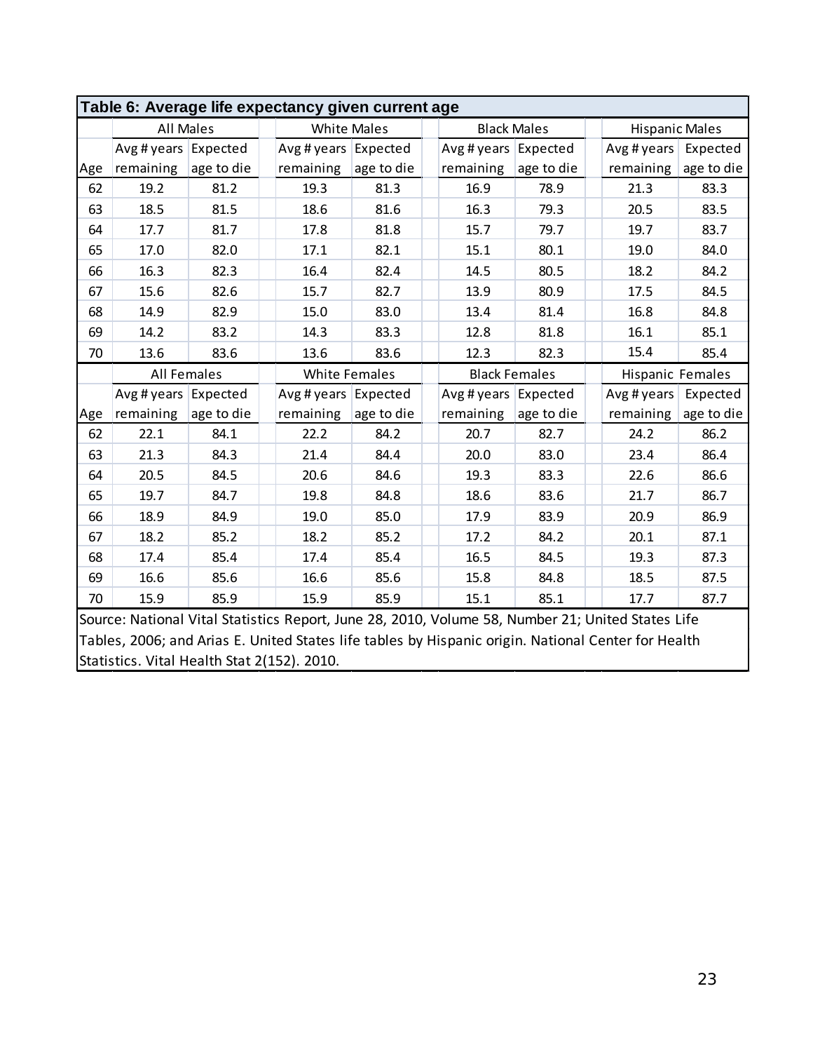**Table 6: Average life expectancy given current age**

| | All Males | | White Males | | Black Males | | Hispanic Males | |
|---|---|---|---|---|---|---|---|---|
| Age | Avg # years remaining | Expected age to die | Avg # years remaining | Expected age to die | Avg # years remaining | Expected age to die | Avg # years remaining | Expected age to die |
| 62 | 19.2 | 81.2 | 19.3 | 81.3 | 16.9 | 78.9 | 21.3 | 83.3 |
| 63 | 18.5 | 81.5 | 18.6 | 81.6 | 16.3 | 79.3 | 20.5 | 83.5 |
| 64 | 17.7 | 81.7 | 17.8 | 81.8 | 15.7 | 79.7 | 19.7 | 83.7 |
| 65 | 17.0 | 82.0 | 17.1 | 82.1 | 15.1 | 80.1 | 19.0 | 84.0 |
| 66 | 16.3 | 82.3 | 16.4 | 82.4 | 14.5 | 80.5 | 18.2 | 84.2 |
| 67 | 15.6 | 82.6 | 15.7 | 82.7 | 13.9 | 80.9 | 17.5 | 84.5 |
| 68 | 14.9 | 82.9 | 15.0 | 83.0 | 13.4 | 81.4 | 16.8 | 84.8 |
| 69 | 14.2 | 83.2 | 14.3 | 83.3 | 12.8 | 81.8 | 16.1 | 85.1 |
| 70 | 13.6 | 83.6 | 13.6 | 83.6 | 12.3 | 82.3 | 15.4 | 85.4 |
| | **All Females** | | **White Females** | | **Black Females** | | **Hispanic Females** | |
| Age | Avg # years remaining | Expected age to die | Avg # years remaining | Expected age to die | Avg # years remaining | Expected age to die | Avg # years remaining | Expected age to die |
| 62 | 22.1 | 84.1 | 22.2 | 84.2 | 20.7 | 82.7 | 24.2 | 86.2 |
| 63 | 21.3 | 84.3 | 21.4 | 84.4 | 20.0 | 83.0 | 23.4 | 86.4 |
| 64 | 20.5 | 84.5 | 20.6 | 84.6 | 19.3 | 83.3 | 22.6 | 86.6 |
| 65 | 19.7 | 84.7 | 19.8 | 84.8 | 18.6 | 83.6 | 21.7 | 86.7 |
| 66 | 18.9 | 84.9 | 19.0 | 85.0 | 17.9 | 83.9 | 20.9 | 86.9 |
| 67 | 18.2 | 85.2 | 18.2 | 85.2 | 17.2 | 84.2 | 20.1 | 87.1 |
| 68 | 17.4 | 85.4 | 17.4 | 85.4 | 16.5 | 84.5 | 19.3 | 87.3 |
| 69 | 16.6 | 85.6 | 16.6 | 85.6 | 15.8 | 84.8 | 18.5 | 87.5 |
| 70 | 15.9 | 85.9 | 15.9 | 85.9 | 15.1 | 85.1 | 17.7 | 87.7 |

Source: National Vital Statistics Report, June 28, 2010, Volume 58, Number 21; United States Life Tables, 2006; and Arias E. United States life tables by Hispanic origin. National Center for Health Statistics. Vital Health Stat 2(152). 2010.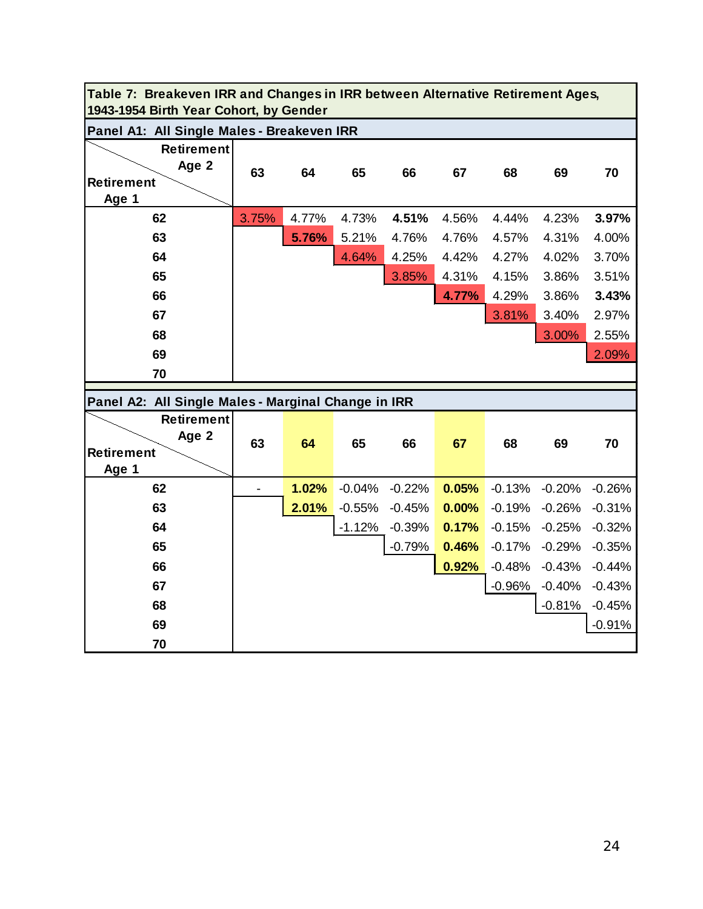**Table 7: Breakeven IRR and Changes in IRR between Alternative Retirement Ages, 1943-1954 Birth Year Cohort, by Gender**

**Panel A1: All Single Males - Breakeven IRR**

| Retirement Age 1 \ Retirement Age 2 | 63 | 64 | 65 | 66 | 67 | 68 | 69 | 70 |
|---|---|---|---|---|---|---|---|---|
| **62** | 3.75% | 4.77% | 4.73% | **4.51%** | 4.56% | 4.44% | 4.23% | **3.97%** |
| **63** | | **5.76%** | 5.21% | 4.76% | 4.76% | 4.57% | 4.31% | 4.00% |
| **64** | | | 4.64% | 4.25% | 4.42% | 4.27% | 4.02% | 3.70% |
| **65** | | | | 3.85% | 4.31% | 4.15% | 3.86% | 3.51% |
| **66** | | | | | **4.77%** | 4.29% | 3.86% | **3.43%** |
| **67** | | | | | | 3.81% | 3.40% | 2.97% |
| **68** | | | | | | | 3.00% | 2.55% |
| **69** | | | | | | | | 2.09% |
| **70** | | | | | | | | |

**Panel A2: All Single Males - Marginal Change in IRR**

| Retirement Age 1 \ Retirement Age 2 | 63 | 64 | 65 | 66 | 67 | 68 | 69 | 70 |
|---|---|---|---|---|---|---|---|---|
| **62** | - | **1.02%** | -0.04% | -0.22% | **0.05%** | -0.13% | -0.20% | -0.26% |
| **63** | | **2.01%** | -0.55% | -0.45% | **0.00%** | -0.19% | -0.26% | -0.31% |
| **64** | | | -1.12% | -0.39% | **0.17%** | -0.15% | -0.25% | -0.32% |
| **65** | | | | -0.79% | **0.46%** | -0.17% | -0.29% | -0.35% |
| **66** | | | | | **0.92%** | -0.48% | -0.43% | -0.44% |
| **67** | | | | | | -0.96% | -0.40% | -0.43% |
| **68** | | | | | | | -0.81% | -0.45% |
| **69** | | | | | | | | -0.91% |
| **70** | | | | | | | | |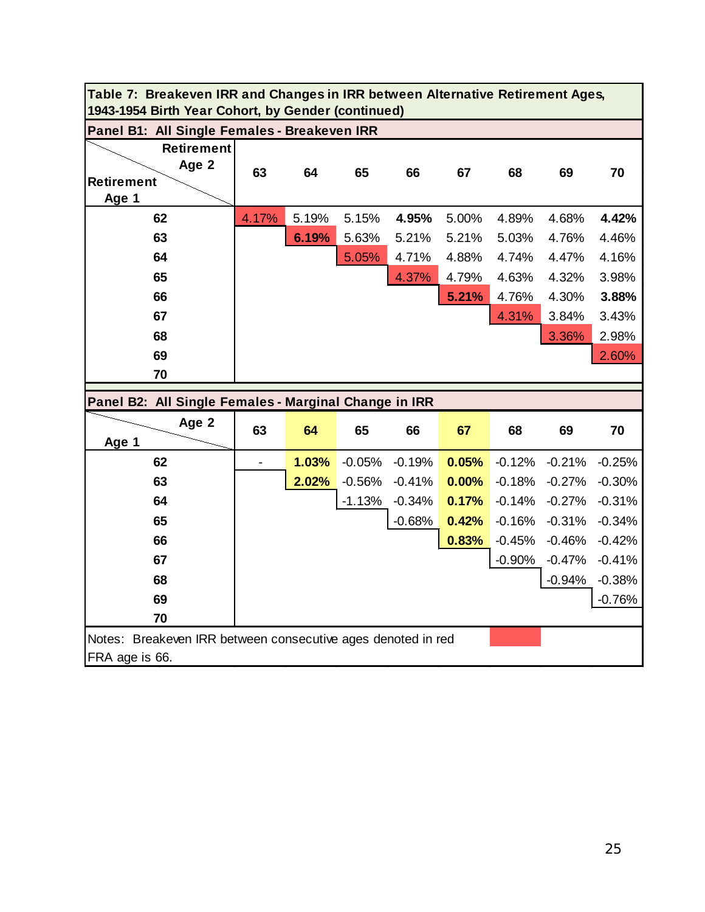**Table 7: Breakeven IRR and Changes in IRR between Alternative Retirement Ages, 1943-1954 Birth Year Cohort, by Gender (continued)**

**Panel B1: All Single Females - Breakeven IRR**

| Retirement Age 1 \ Retirement Age 2 | 63 | 64 | 65 | 66 | 67 | 68 | 69 | 70 |
|---|---|---|---|---|---|---|---|---|
| **62** | 4.17% | 5.19% | 5.15% | **4.95%** | 5.00% | 4.89% | 4.68% | **4.42%** |
| **63** | | **6.19%** | 5.63% | 5.21% | 5.21% | 5.03% | 4.76% | 4.46% |
| **64** | | | 5.05% | 4.71% | 4.88% | 4.74% | 4.47% | 4.16% |
| **65** | | | | 4.37% | 4.79% | 4.63% | 4.32% | 3.98% |
| **66** | | | | | **5.21%** | 4.76% | 4.30% | **3.88%** |
| **67** | | | | | | 4.31% | 3.84% | 3.43% |
| **68** | | | | | | | 3.36% | 2.98% |
| **69** | | | | | | | | 2.60% |
| **70** | | | | | | | | |

**Panel B2: All Single Females - Marginal Change in IRR**

| Age 1 \ Age 2 | 63 | 64 | 65 | 66 | 67 | 68 | 69 | 70 |
|---|---|---|---|---|---|---|---|---|
| **62** | - | **1.03%** | -0.05% | -0.19% | **0.05%** | -0.12% | -0.21% | -0.25% |
| **63** | | **2.02%** | -0.56% | -0.41% | **0.00%** | -0.18% | -0.27% | -0.30% |
| **64** | | | -1.13% | -0.34% | **0.17%** | -0.14% | -0.27% | -0.31% |
| **65** | | | | -0.68% | **0.42%** | -0.16% | -0.31% | -0.34% |
| **66** | | | | | **0.83%** | -0.45% | -0.46% | -0.42% |
| **67** | | | | | | -0.90% | -0.47% | -0.41% |
| **68** | | | | | | | -0.94% | -0.38% |
| **69** | | | | | | | | -0.76% |
| **70** | | | | | | | | |

Notes: Breakeven IRR between consecutive ages denoted in red
FRA age is 66.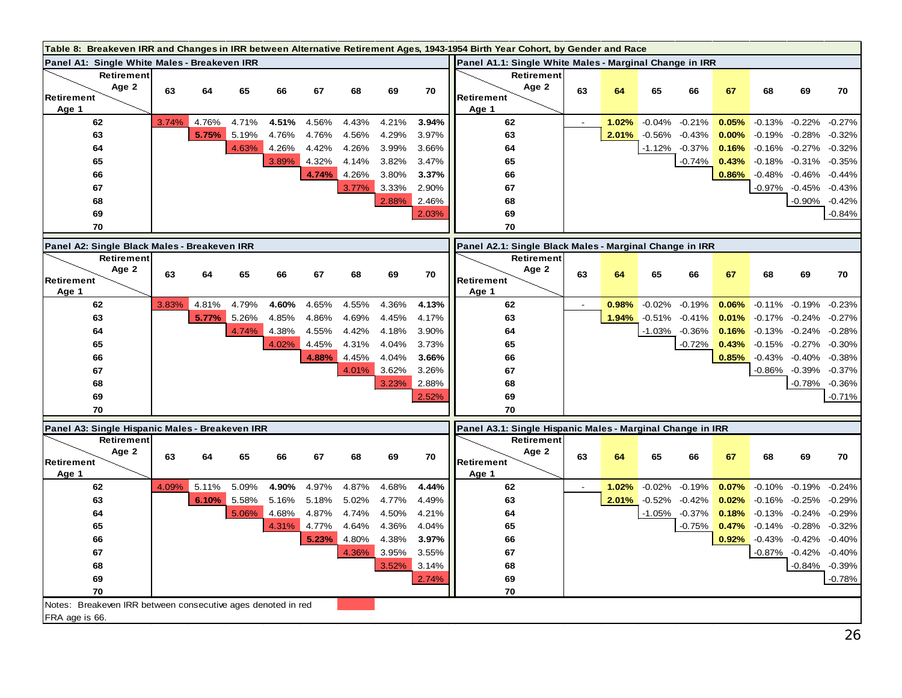**Table 8: Breakeven IRR and Changes in IRR between Alternative Retirement Ages, 1943-1954 Birth Year Cohort, by Gender and Race**

**Panel A1: Single White Males - Breakeven IRR**

| Retirement Age 1 \ Retirement Age 2 | 63 | 64 | 65 | 66 | 67 | 68 | 69 | 70 |
|---|---|---|---|---|---|---|---|---|
| 62 | 3.74% | 4.76% | 4.71% | **4.51%** | 4.56% | 4.43% | 4.21% | **3.94%** |
| 63 | | **5.75%** | 5.19% | 4.76% | 4.76% | 4.56% | 4.29% | 3.97% |
| 64 | | | 4.63% | 4.26% | 4.42% | 4.26% | 3.99% | 3.66% |
| 65 | | | | 3.89% | 4.32% | 4.14% | 3.82% | 3.47% |
| 66 | | | | | **4.74%** | 4.26% | 3.80% | **3.37%** |
| 67 | | | | | | 3.77% | 3.33% | 2.90% |
| 68 | | | | | | | 2.88% | 2.46% |
| 69 | | | | | | | | 2.03% |
| 70 | | | | | | | | |

**Panel A1.1: Single White Males - Marginal Change in IRR**

| Retirement Age 1 \ Retirement Age 2 | 63 | 64 | 65 | 66 | 67 | 68 | 69 | 70 |
|---|---|---|---|---|---|---|---|---|
| 62 | - | **1.02%** | -0.04% | -0.21% | **0.05%** | -0.13% | -0.22% | -0.27% |
| 63 | | **2.01%** | -0.56% | -0.43% | **0.00%** | -0.19% | -0.28% | -0.32% |
| 64 | | | -1.12% | -0.37% | **0.16%** | -0.16% | -0.27% | -0.32% |
| 65 | | | | -0.74% | **0.43%** | -0.18% | -0.31% | -0.35% |
| 66 | | | | | **0.86%** | -0.48% | -0.46% | -0.44% |
| 67 | | | | | | -0.97% | -0.45% | -0.43% |
| 68 | | | | | | | -0.90% | -0.42% |
| 69 | | | | | | | | -0.84% |
| 70 | | | | | | | | |

**Panel A2: Single Black Males - Breakeven IRR**

| Retirement Age 1 \ Retirement Age 2 | 63 | 64 | 65 | 66 | 67 | 68 | 69 | 70 |
|---|---|---|---|---|---|---|---|---|
| 62 | 3.83% | 4.81% | 4.79% | **4.60%** | 4.65% | 4.55% | 4.36% | **4.13%** |
| 63 | | **5.77%** | 5.26% | 4.85% | 4.86% | 4.69% | 4.45% | 4.17% |
| 64 | | | 4.74% | 4.38% | 4.55% | 4.42% | 4.18% | 3.90% |
| 65 | | | | 4.02% | 4.45% | 4.31% | 4.04% | 3.73% |
| 66 | | | | | **4.88%** | 4.45% | 4.04% | **3.66%** |
| 67 | | | | | | 4.01% | 3.62% | 3.26% |
| 68 | | | | | | | 3.23% | 2.88% |
| 69 | | | | | | | | 2.52% |
| 70 | | | | | | | | |

**Panel A2.1: Single Black Males - Marginal Change in IRR**

| Retirement Age 1 \ Retirement Age 2 | 63 | 64 | 65 | 66 | 67 | 68 | 69 | 70 |
|---|---|---|---|---|---|---|---|---|
| 62 | - | **0.98%** | -0.02% | -0.19% | **0.06%** | -0.11% | -0.19% | -0.23% |
| 63 | | **1.94%** | -0.51% | -0.41% | **0.01%** | -0.17% | -0.24% | -0.27% |
| 64 | | | -1.03% | -0.36% | **0.16%** | -0.13% | -0.24% | -0.28% |
| 65 | | | | -0.72% | **0.43%** | -0.15% | -0.27% | -0.30% |
| 66 | | | | | **0.85%** | -0.43% | -0.40% | -0.38% |
| 67 | | | | | | -0.86% | -0.39% | -0.37% |
| 68 | | | | | | | -0.78% | -0.36% |
| 69 | | | | | | | | -0.71% |
| 70 | | | | | | | | |

**Panel A3: Single Hispanic Males - Breakeven IRR**

| Retirement Age 1 \ Retirement Age 2 | 63 | 64 | 65 | 66 | 67 | 68 | 69 | 70 |
|---|---|---|---|---|---|---|---|---|
| 62 | 4.09% | 5.11% | 5.09% | **4.90%** | 4.97% | 4.87% | 4.68% | **4.44%** |
| 63 | | **6.10%** | 5.58% | 5.16% | 5.18% | 5.02% | 4.77% | 4.49% |
| 64 | | | 5.06% | 4.68% | 4.87% | 4.74% | 4.50% | 4.21% |
| 65 | | | | 4.31% | 4.77% | 4.64% | 4.36% | 4.04% |
| 66 | | | | | **5.23%** | 4.80% | 4.38% | **3.97%** |
| 67 | | | | | | 4.36% | 3.95% | 3.55% |
| 68 | | | | | | | 3.52% | 3.14% |
| 69 | | | | | | | | 2.74% |
| 70 | | | | | | | | |

**Panel A3.1: Single Hispanic Males - Marginal Change in IRR**

| Retirement Age 1 \ Retirement Age 2 | 63 | 64 | 65 | 66 | 67 | 68 | 69 | 70 |
|---|---|---|---|---|---|---|---|---|
| 62 | - | **1.02%** | -0.02% | -0.19% | **0.07%** | -0.10% | -0.19% | -0.24% |
| 63 | | **2.01%** | -0.52% | -0.42% | **0.02%** | -0.16% | -0.25% | -0.29% |
| 64 | | | -1.05% | -0.37% | **0.18%** | -0.13% | -0.24% | -0.29% |
| 65 | | | | -0.75% | **0.47%** | -0.14% | -0.28% | -0.32% |
| 66 | | | | | **0.92%** | -0.43% | -0.42% | -0.40% |
| 67 | | | | | | -0.87% | -0.42% | -0.40% |
| 68 | | | | | | | -0.84% | -0.39% |
| 69 | | | | | | | | -0.78% |
| 70 | | | | | | | | |

Notes: Breakeven IRR between consecutive ages denoted in red

FRA age is 66.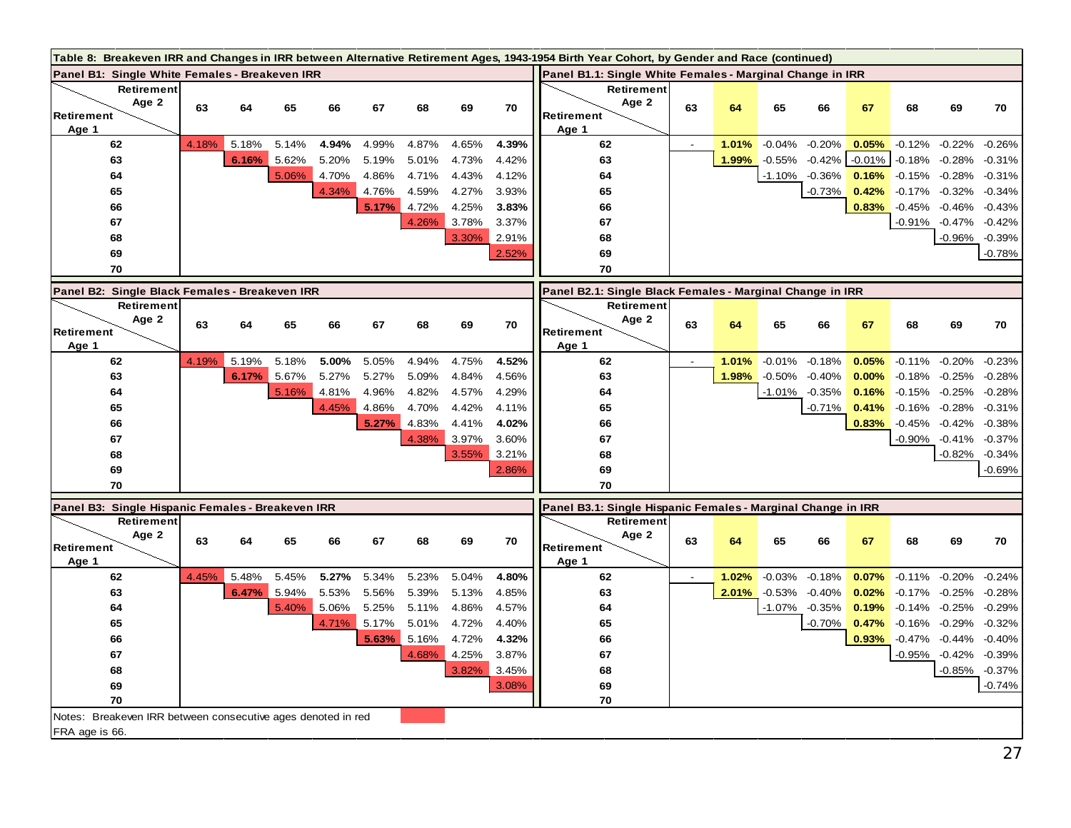**Table 8: Breakeven IRR and Changes in IRR between Alternative Retirement Ages, 1943-1954 Birth Year Cohort, by Gender and Race (continued)**

**Panel B1: Single White Females - Breakeven IRR**

| Retirement Age 1 \ Retirement Age 2 | 63 | 64 | 65 | 66 | 67 | 68 | 69 | 70 |
|---|---|---|---|---|---|---|---|---|
| 62 | 4.18% | 5.18% | 5.14% | **4.94%** | 4.99% | 4.87% | 4.65% | **4.39%** |
| 63 | | **6.16%** | 5.62% | 5.20% | 5.19% | 5.01% | 4.73% | 4.42% |
| 64 | | | 5.06% | 4.70% | 4.86% | 4.71% | 4.43% | 4.12% |
| 65 | | | | 4.34% | 4.76% | 4.59% | 4.27% | 3.93% |
| 66 | | | | | **5.17%** | 4.72% | 4.25% | **3.83%** |
| 67 | | | | | | 4.26% | 3.78% | 3.37% |
| 68 | | | | | | | 3.30% | 2.91% |
| 69 | | | | | | | | 2.52% |
| 70 | | | | | | | | |

**Panel B1.1: Single White Females - Marginal Change in IRR**

| Retirement Age 1 \ Retirement Age 2 | 63 | 64 | 65 | 66 | 67 | 68 | 69 | 70 |
|---|---|---|---|---|---|---|---|---|
| 62 | - | **1.01%** | -0.04% | -0.20% | **0.05%** | -0.12% | -0.22% | -0.26% |
| 63 | | **1.99%** | -0.55% | -0.42% | -0.01% | -0.18% | -0.28% | -0.31% |
| 64 | | | -1.10% | -0.36% | **0.16%** | -0.15% | -0.28% | -0.31% |
| 65 | | | | -0.73% | **0.42%** | -0.17% | -0.32% | -0.34% |
| 66 | | | | | **0.83%** | -0.45% | -0.46% | -0.43% |
| 67 | | | | | | -0.91% | -0.47% | -0.42% |
| 68 | | | | | | | -0.96% | -0.39% |
| 69 | | | | | | | | -0.78% |
| 70 | | | | | | | | |

**Panel B2: Single Black Females - Breakeven IRR**

| Retirement Age 1 \ Retirement Age 2 | 63 | 64 | 65 | 66 | 67 | 68 | 69 | 70 |
|---|---|---|---|---|---|---|---|---|
| 62 | 4.19% | 5.19% | 5.18% | **5.00%** | 5.05% | 4.94% | 4.75% | **4.52%** |
| 63 | | **6.17%** | 5.67% | 5.27% | 5.27% | 5.09% | 4.84% | 4.56% |
| 64 | | | 5.16% | 4.81% | 4.96% | 4.82% | 4.57% | 4.29% |
| 65 | | | | 4.45% | 4.86% | 4.70% | 4.42% | 4.11% |
| 66 | | | | | **5.27%** | 4.83% | 4.41% | **4.02%** |
| 67 | | | | | | 4.38% | 3.97% | 3.60% |
| 68 | | | | | | | 3.55% | 3.21% |
| 69 | | | | | | | | 2.86% |
| 70 | | | | | | | | |

**Panel B2.1: Single Black Females - Marginal Change in IRR**

| Retirement Age 1 \ Retirement Age 2 | 63 | 64 | 65 | 66 | 67 | 68 | 69 | 70 |
|---|---|---|---|---|---|---|---|---|
| 62 | - | **1.01%** | -0.01% | -0.18% | **0.05%** | -0.11% | -0.20% | -0.23% |
| 63 | | **1.98%** | -0.50% | -0.40% | **0.00%** | -0.18% | -0.25% | -0.28% |
| 64 | | | -1.01% | -0.35% | **0.16%** | -0.15% | -0.25% | -0.28% |
| 65 | | | | -0.71% | **0.41%** | -0.16% | -0.28% | -0.31% |
| 66 | | | | | **0.83%** | -0.45% | -0.42% | -0.38% |
| 67 | | | | | | -0.90% | -0.41% | -0.37% |
| 68 | | | | | | | -0.82% | -0.34% |
| 69 | | | | | | | | -0.69% |
| 70 | | | | | | | | |

**Panel B3: Single Hispanic Females - Breakeven IRR**

| Retirement Age 1 \ Retirement Age 2 | 63 | 64 | 65 | 66 | 67 | 68 | 69 | 70 |
|---|---|---|---|---|---|---|---|---|
| 62 | 4.45% | 5.48% | 5.45% | **5.27%** | 5.34% | 5.23% | 5.04% | **4.80%** |
| 63 | | **6.47%** | 5.94% | 5.53% | 5.56% | 5.39% | 5.13% | 4.85% |
| 64 | | | 5.40% | 5.06% | 5.25% | 5.11% | 4.86% | 4.57% |
| 65 | | | | 4.71% | 5.17% | 5.01% | 4.72% | 4.40% |
| 66 | | | | | **5.63%** | 5.16% | 4.72% | **4.32%** |
| 67 | | | | | | 4.68% | 4.25% | 3.87% |
| 68 | | | | | | | 3.82% | 3.45% |
| 69 | | | | | | | | 3.08% |
| 70 | | | | | | | | |

**Panel B3.1: Single Hispanic Females - Marginal Change in IRR**

| Retirement Age 1 \ Retirement Age 2 | 63 | 64 | 65 | 66 | 67 | 68 | 69 | 70 |
|---|---|---|---|---|---|---|---|---|
| 62 | - | **1.02%** | -0.03% | -0.18% | **0.07%** | -0.11% | -0.20% | -0.24% |
| 63 | | **2.01%** | -0.53% | -0.40% | **0.02%** | -0.17% | -0.25% | -0.28% |
| 64 | | | -1.07% | -0.35% | **0.19%** | -0.14% | -0.25% | -0.29% |
| 65 | | | | -0.70% | **0.47%** | -0.16% | -0.29% | -0.32% |
| 66 | | | | | **0.93%** | -0.47% | -0.44% | -0.40% |
| 67 | | | | | | -0.95% | -0.42% | -0.39% |
| 68 | | | | | | | -0.85% | -0.37% |
| 69 | | | | | | | | -0.74% |
| 70 | | | | | | | | |

Notes: Breakeven IRR between consecutive ages denoted in red

FRA age is 66.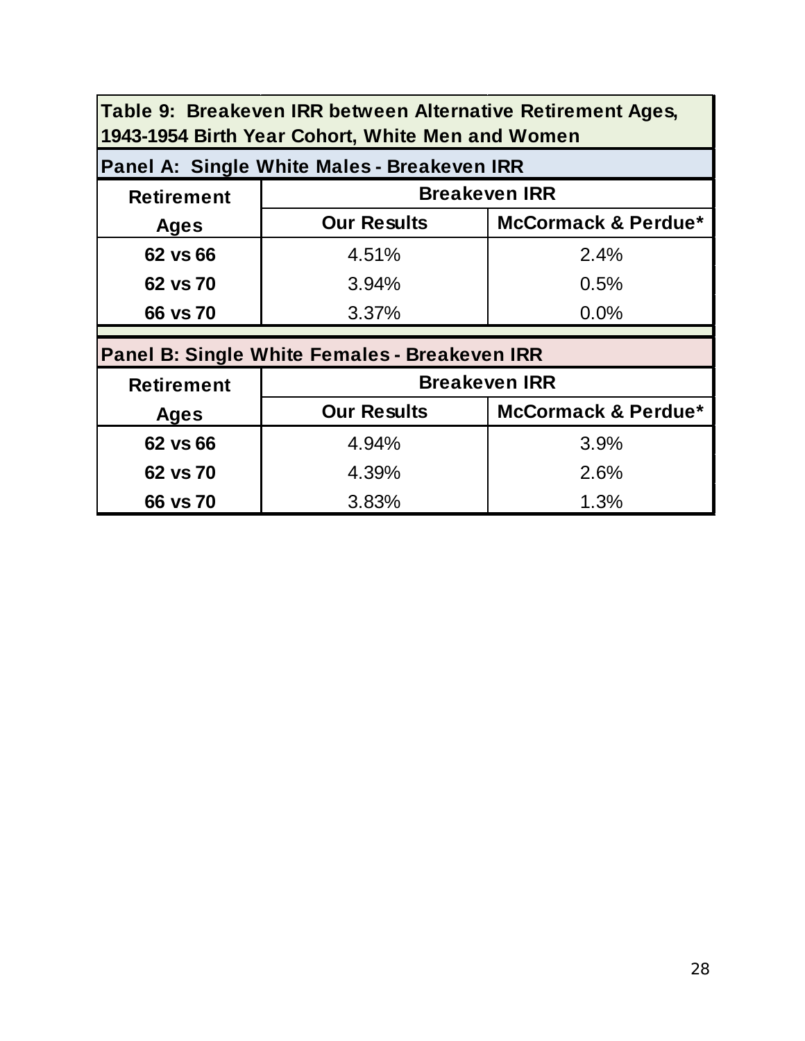**Table 9: Breakeven IRR between Alternative Retirement Ages, 1943-1954 Birth Year Cohort, White Men and Women**

**Panel A: Single White Males - Breakeven IRR**

| Retirement Ages | Breakeven IRR | |
|---|---|---|
| | Our Results | McCormack & Perdue* |
| 62 vs 66 | 4.51% | 2.4% |
| 62 vs 70 | 3.94% | 0.5% |
| 66 vs 70 | 3.37% | 0.0% |

**Panel B: Single White Females - Breakeven IRR**

| Retirement Ages | Breakeven IRR | |
|---|---|---|
| | Our Results | McCormack & Perdue* |
| 62 vs 66 | 4.94% | 3.9% |
| 62 vs 70 | 4.39% | 2.6% |
| 66 vs 70 | 3.83% | 1.3% |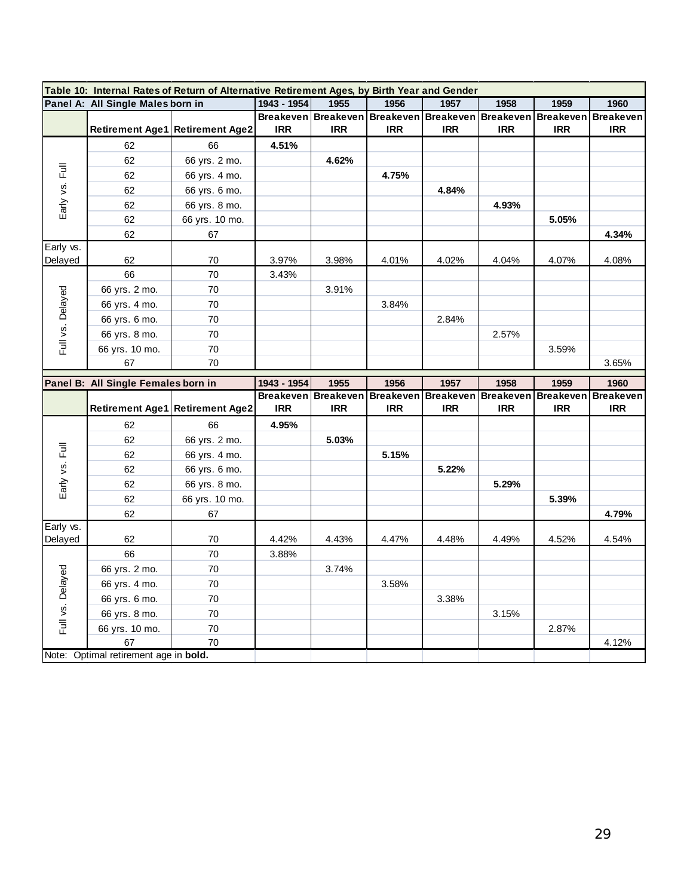**Table 10: Internal Rates of Return of Alternative Retirement Ages, by Birth Year and Gender**

**Panel A: All Single Males born in**

| | Retirement Age1 | Retirement Age2 | 1943 - 1954 Breakeven IRR | 1955 Breakeven IRR | 1956 Breakeven IRR | 1957 Breakeven IRR | 1958 Breakeven IRR | 1959 Breakeven IRR | 1960 Breakeven IRR |
|---|---|---|---|---|---|---|---|---|---|
| Early vs. Full | 62 | 66 | **4.51%** | | | | | | |
| | 62 | 66 yrs. 2 mo. | | **4.62%** | | | | | |
| | 62 | 66 yrs. 4 mo. | | | **4.75%** | | | | |
| | 62 | 66 yrs. 6 mo. | | | | **4.84%** | | | |
| | 62 | 66 yrs. 8 mo. | | | | | **4.93%** | | |
| | 62 | 66 yrs. 10 mo. | | | | | | **5.05%** | |
| | 62 | 67 | | | | | | | **4.34%** |
| Early vs. Delayed | 62 | 70 | 3.97% | 3.98% | 4.01% | 4.02% | 4.04% | 4.07% | 4.08% |
| Full vs. Delayed | 66 | 70 | 3.43% | | | | | | |
| | 66 yrs. 2 mo. | 70 | | 3.91% | | | | | |
| | 66 yrs. 4 mo. | 70 | | | 3.84% | | | | |
| | 66 yrs. 6 mo. | 70 | | | | 2.84% | | | |
| | 66 yrs. 8 mo. | 70 | | | | | 2.57% | | |
| | 66 yrs. 10 mo. | 70 | | | | | | 3.59% | |
| | 67 | 70 | | | | | | | 3.65% |

**Panel B: All Single Females born in**

| | Retirement Age1 | Retirement Age2 | 1943 - 1954 Breakeven IRR | 1955 Breakeven IRR | 1956 Breakeven IRR | 1957 Breakeven IRR | 1958 Breakeven IRR | 1959 Breakeven IRR | 1960 Breakeven IRR |
|---|---|---|---|---|---|---|---|---|---|
| Early vs. Full | 62 | 66 | **4.95%** | | | | | | |
| | 62 | 66 yrs. 2 mo. | | **5.03%** | | | | | |
| | 62 | 66 yrs. 4 mo. | | | **5.15%** | | | | |
| | 62 | 66 yrs. 6 mo. | | | | **5.22%** | | | |
| | 62 | 66 yrs. 8 mo. | | | | | **5.29%** | | |
| | 62 | 66 yrs. 10 mo. | | | | | | **5.39%** | |
| | 62 | 67 | | | | | | | **4.79%** |
| Early vs. Delayed | 62 | 70 | 4.42% | 4.43% | 4.47% | 4.48% | 4.49% | 4.52% | 4.54% |
| Full vs. Delayed | 66 | 70 | 3.88% | | | | | | |
| | 66 yrs. 2 mo. | 70 | | 3.74% | | | | | |
| | 66 yrs. 4 mo. | 70 | | | 3.58% | | | | |
| | 66 yrs. 6 mo. | 70 | | | | 3.38% | | | |
| | 66 yrs. 8 mo. | 70 | | | | | 3.15% | | |
| | 66 yrs. 10 mo. | 70 | | | | | | 2.87% | |
| | 67 | 70 | | | | | | | 4.12% |

Note: Optimal retirement age in **bold.**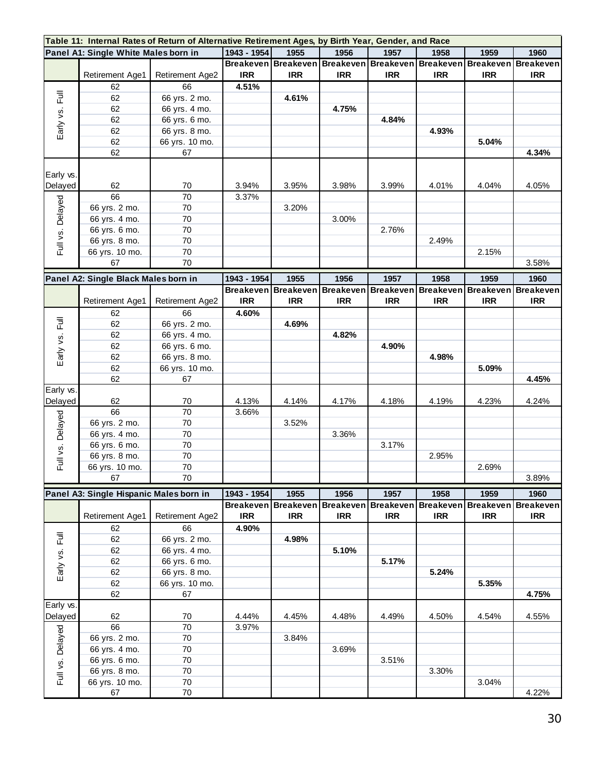**Table 11: Internal Rates of Return of Alternative Retirement Ages, by Birth Year, Gender, and Race**

| Panel A1: Single White Males born in | | | 1943 - 1954 | 1955 | 1956 | 1957 | 1958 | 1959 | 1960 |
|---|---|---|---|---|---|---|---|---|---|
| | Retirement Age1 | Retirement Age2 | Breakeven IRR | Breakeven IRR | Breakeven IRR | Breakeven IRR | Breakeven IRR | Breakeven IRR | Breakeven IRR |
| Early vs. Full | 62 | 66 | **4.51%** | | | | | | |
| | 62 | 66 yrs. 2 mo. | | **4.61%** | | | | | |
| | 62 | 66 yrs. 4 mo. | | | **4.75%** | | | | |
| | 62 | 66 yrs. 6 mo. | | | | **4.84%** | | | |
| | 62 | 66 yrs. 8 mo. | | | | | **4.93%** | | |
| | 62 | 66 yrs. 10 mo. | | | | | | **5.04%** | |
| | 62 | 67 | | | | | | | **4.34%** |
| Early vs. Delayed | 62 | 70 | 3.94% | 3.95% | 3.98% | 3.99% | 4.01% | 4.04% | 4.05% |
| Full vs. Delayed | 66 | 70 | 3.37% | | | | | | |
| | 66 yrs. 2 mo. | 70 | | 3.20% | | | | | |
| | 66 yrs. 4 mo. | 70 | | | 3.00% | | | | |
| | 66 yrs. 6 mo. | 70 | | | | 2.76% | | | |
| | 66 yrs. 8 mo. | 70 | | | | | 2.49% | | |
| | 66 yrs. 10 mo. | 70 | | | | | | 2.15% | |
| | 67 | 70 | | | | | | | 3.58% |

| Panel A2: Single Black Males born in | | | 1943 - 1954 | 1955 | 1956 | 1957 | 1958 | 1959 | 1960 |
|---|---|---|---|---|---|---|---|---|---|
| | Retirement Age1 | Retirement Age2 | Breakeven IRR | Breakeven IRR | Breakeven IRR | Breakeven IRR | Breakeven IRR | Breakeven IRR | Breakeven IRR |
| Early vs. Full | 62 | 66 | **4.60%** | | | | | | |
| | 62 | 66 yrs. 2 mo. | | **4.69%** | | | | | |
| | 62 | 66 yrs. 4 mo. | | | **4.82%** | | | | |
| | 62 | 66 yrs. 6 mo. | | | | **4.90%** | | | |
| | 62 | 66 yrs. 8 mo. | | | | | **4.98%** | | |
| | 62 | 66 yrs. 10 mo. | | | | | | **5.09%** | |
| | 62 | 67 | | | | | | | **4.45%** |
| Early vs. Delayed | 62 | 70 | 4.13% | 4.14% | 4.17% | 4.18% | 4.19% | 4.23% | 4.24% |
| Full vs. Delayed | 66 | 70 | 3.66% | | | | | | |
| | 66 yrs. 2 mo. | 70 | | 3.52% | | | | | |
| | 66 yrs. 4 mo. | 70 | | | 3.36% | | | | |
| | 66 yrs. 6 mo. | 70 | | | | 3.17% | | | |
| | 66 yrs. 8 mo. | 70 | | | | | 2.95% | | |
| | 66 yrs. 10 mo. | 70 | | | | | | 2.69% | |
| | 67 | 70 | | | | | | | 3.89% |

| Panel A3: Single Hispanic Males born in | | | 1943 - 1954 | 1955 | 1956 | 1957 | 1958 | 1959 | 1960 |
|---|---|---|---|---|---|---|---|---|---|
| | Retirement Age1 | Retirement Age2 | Breakeven IRR | Breakeven IRR | Breakeven IRR | Breakeven IRR | Breakeven IRR | Breakeven IRR | Breakeven IRR |
| Early vs. Full | 62 | 66 | **4.90%** | | | | | | |
| | 62 | 66 yrs. 2 mo. | | **4.98%** | | | | | |
| | 62 | 66 yrs. 4 mo. | | | **5.10%** | | | | |
| | 62 | 66 yrs. 6 mo. | | | | **5.17%** | | | |
| | 62 | 66 yrs. 8 mo. | | | | | **5.24%** | | |
| | 62 | 66 yrs. 10 mo. | | | | | | **5.35%** | |
| | 62 | 67 | | | | | | | **4.75%** |
| Early vs. Delayed | 62 | 70 | 4.44% | 4.45% | 4.48% | 4.49% | 4.50% | 4.54% | 4.55% |
| Full vs. Delayed | 66 | 70 | 3.97% | | | | | | |
| | 66 yrs. 2 mo. | 70 | | 3.84% | | | | | |
| | 66 yrs. 4 mo. | 70 | | | 3.69% | | | | |
| | 66 yrs. 6 mo. | 70 | | | | 3.51% | | | |
| | 66 yrs. 8 mo. | 70 | | | | | 3.30% | | |
| | 66 yrs. 10 mo. | 70 | | | | | | 3.04% | |
| | 67 | 70 | | | | | | | 4.22% |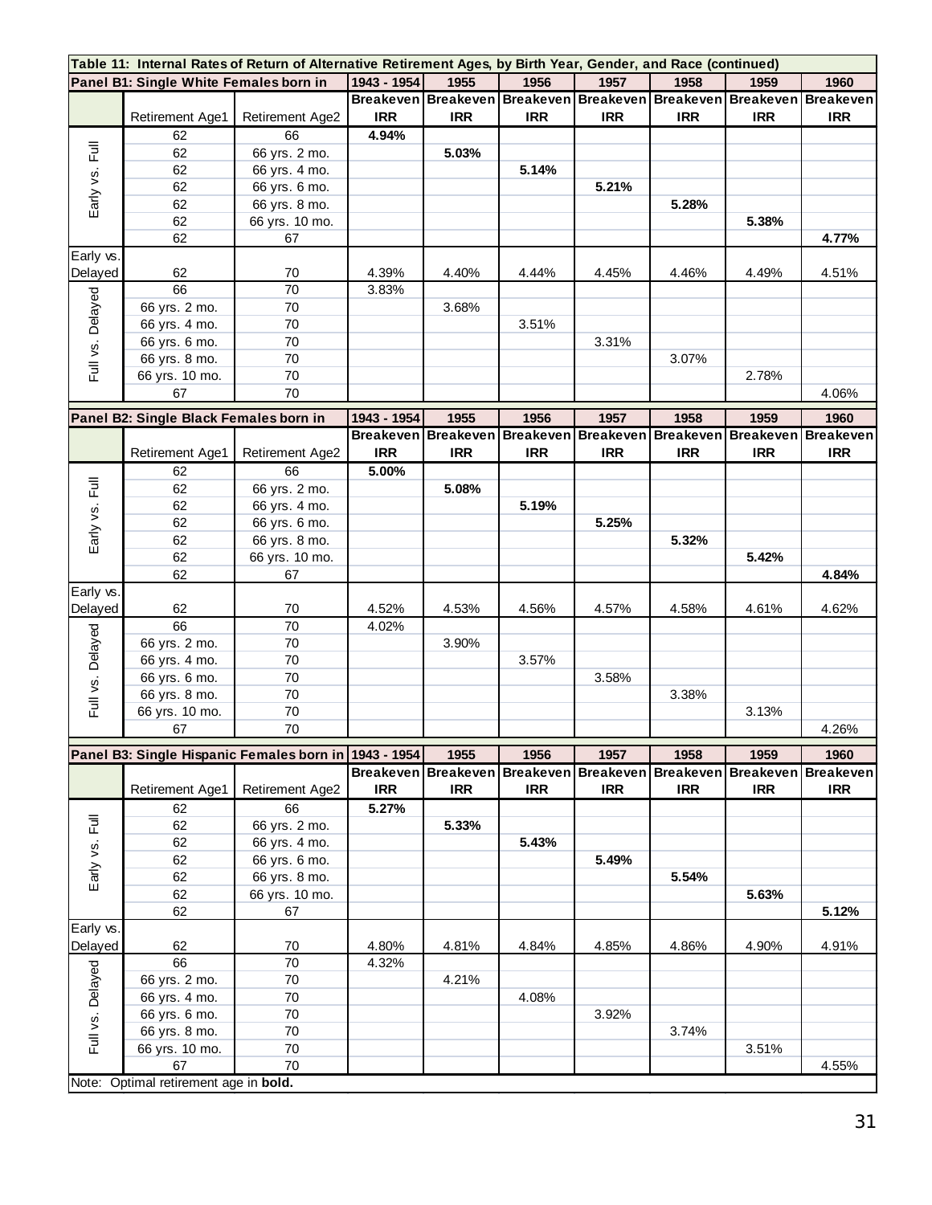**Table 11: Internal Rates of Return of Alternative Retirement Ages, by Birth Year, Gender, and Race (continued)**

| Panel B1: Single White Females born in | | | 1943 - 1954 | 1955 | 1956 | 1957 | 1958 | 1959 | 1960 |
|---|---|---|---|---|---|---|---|---|---|
| | Retirement Age1 | Retirement Age2 | Breakeven IRR | Breakeven IRR | Breakeven IRR | Breakeven IRR | Breakeven IRR | Breakeven IRR | Breakeven IRR |
| Early vs. Full | 62 | 66 | **4.94%** | | | | | | |
| | 62 | 66 yrs. 2 mo. | | **5.03%** | | | | | |
| | 62 | 66 yrs. 4 mo. | | | **5.14%** | | | | |
| | 62 | 66 yrs. 6 mo. | | | | **5.21%** | | | |
| | 62 | 66 yrs. 8 mo. | | | | | **5.28%** | | |
| | 62 | 66 yrs. 10 mo. | | | | | | **5.38%** | |
| | 62 | 67 | | | | | | | **4.77%** |
| Early vs. Delayed | 62 | 70 | 4.39% | 4.40% | 4.44% | 4.45% | 4.46% | 4.49% | 4.51% |
| Full vs. Delayed | 66 | 70 | 3.83% | | | | | | |
| | 66 yrs. 2 mo. | 70 | | 3.68% | | | | | |
| | 66 yrs. 4 mo. | 70 | | | 3.51% | | | | |
| | 66 yrs. 6 mo. | 70 | | | | 3.31% | | | |
| | 66 yrs. 8 mo. | 70 | | | | | 3.07% | | |
| | 66 yrs. 10 mo. | 70 | | | | | | 2.78% | |
| | 67 | 70 | | | | | | | 4.06% |

| Panel B2: Single Black Females born in | | | 1943 - 1954 | 1955 | 1956 | 1957 | 1958 | 1959 | 1960 |
|---|---|---|---|---|---|---|---|---|---|
| | Retirement Age1 | Retirement Age2 | Breakeven IRR | Breakeven IRR | Breakeven IRR | Breakeven IRR | Breakeven IRR | Breakeven IRR | Breakeven IRR |
| Early vs. Full | 62 | 66 | **5.00%** | | | | | | |
| | 62 | 66 yrs. 2 mo. | | **5.08%** | | | | | |
| | 62 | 66 yrs. 4 mo. | | | **5.19%** | | | | |
| | 62 | 66 yrs. 6 mo. | | | | **5.25%** | | | |
| | 62 | 66 yrs. 8 mo. | | | | | **5.32%** | | |
| | 62 | 66 yrs. 10 mo. | | | | | | **5.42%** | |
| | 62 | 67 | | | | | | | **4.84%** |
| Early vs. Delayed | 62 | 70 | 4.52% | 4.53% | 4.56% | 4.57% | 4.58% | 4.61% | 4.62% |
| Full vs. Delayed | 66 | 70 | 4.02% | | | | | | |
| | 66 yrs. 2 mo. | 70 | | 3.90% | | | | | |
| | 66 yrs. 4 mo. | 70 | | | 3.57% | | | | |
| | 66 yrs. 6 mo. | 70 | | | | 3.58% | | | |
| | 66 yrs. 8 mo. | 70 | | | | | 3.38% | | |
| | 66 yrs. 10 mo. | 70 | | | | | | 3.13% | |
| | 67 | 70 | | | | | | | 4.26% |

| Panel B3: Single Hispanic Females born in | | | 1943 - 1954 | 1955 | 1956 | 1957 | 1958 | 1959 | 1960 |
|---|---|---|---|---|---|---|---|---|---|
| | Retirement Age1 | Retirement Age2 | Breakeven IRR | Breakeven IRR | Breakeven IRR | Breakeven IRR | Breakeven IRR | Breakeven IRR | Breakeven IRR |
| Early vs. Full | 62 | 66 | **5.27%** | | | | | | |
| | 62 | 66 yrs. 2 mo. | | **5.33%** | | | | | |
| | 62 | 66 yrs. 4 mo. | | | **5.43%** | | | | |
| | 62 | 66 yrs. 6 mo. | | | | **5.49%** | | | |
| | 62 | 66 yrs. 8 mo. | | | | | **5.54%** | | |
| | 62 | 66 yrs. 10 mo. | | | | | | **5.63%** | |
| | 62 | 67 | | | | | | | **5.12%** |
| Early vs. Delayed | 62 | 70 | 4.80% | 4.81% | 4.84% | 4.85% | 4.86% | 4.90% | 4.91% |
| Full vs. Delayed | 66 | 70 | 4.32% | | | | | | |
| | 66 yrs. 2 mo. | 70 | | 4.21% | | | | | |
| | 66 yrs. 4 mo. | 70 | | | 4.08% | | | | |
| | 66 yrs. 6 mo. | 70 | | | | 3.92% | | | |
| | 66 yrs. 8 mo. | 70 | | | | | 3.74% | | |
| | 66 yrs. 10 mo. | 70 | | | | | | 3.51% | |
| | 67 | 70 | | | | | | | 4.55% |

Note: Optimal retirement age in **bold.**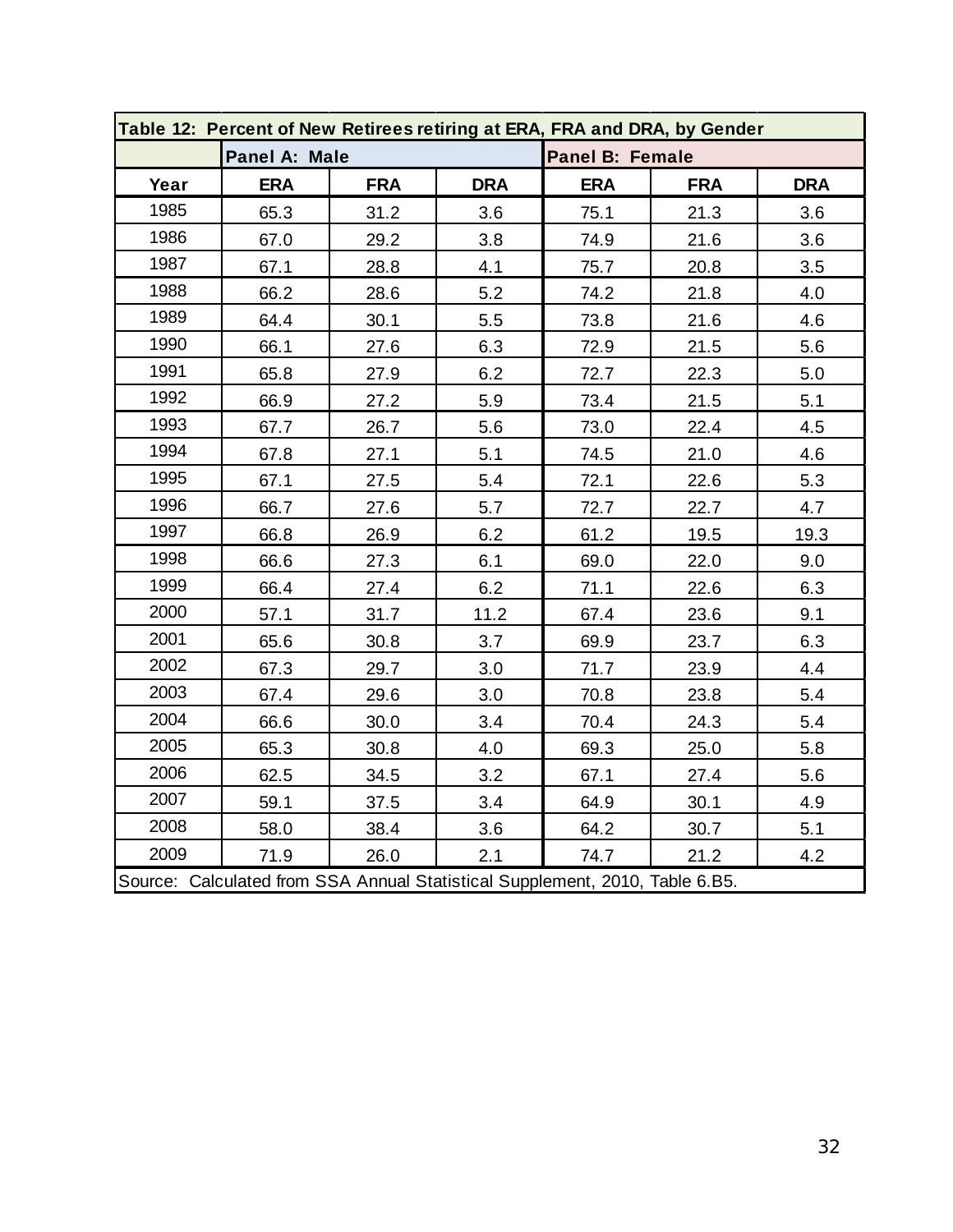| Table 12: Percent of New Retirees retiring at ERA, FRA and DRA, by Gender | | | | | | |
|---|---|---|---|---|---|---|
| | Panel A: Male | | | Panel B: Female | | |
| Year | ERA | FRA | DRA | ERA | FRA | DRA |
| 1985 | 65.3 | 31.2 | 3.6 | 75.1 | 21.3 | 3.6 |
| 1986 | 67.0 | 29.2 | 3.8 | 74.9 | 21.6 | 3.6 |
| 1987 | 67.1 | 28.8 | 4.1 | 75.7 | 20.8 | 3.5 |
| 1988 | 66.2 | 28.6 | 5.2 | 74.2 | 21.8 | 4.0 |
| 1989 | 64.4 | 30.1 | 5.5 | 73.8 | 21.6 | 4.6 |
| 1990 | 66.1 | 27.6 | 6.3 | 72.9 | 21.5 | 5.6 |
| 1991 | 65.8 | 27.9 | 6.2 | 72.7 | 22.3 | 5.0 |
| 1992 | 66.9 | 27.2 | 5.9 | 73.4 | 21.5 | 5.1 |
| 1993 | 67.7 | 26.7 | 5.6 | 73.0 | 22.4 | 4.5 |
| 1994 | 67.8 | 27.1 | 5.1 | 74.5 | 21.0 | 4.6 |
| 1995 | 67.1 | 27.5 | 5.4 | 72.1 | 22.6 | 5.3 |
| 1996 | 66.7 | 27.6 | 5.7 | 72.7 | 22.7 | 4.7 |
| 1997 | 66.8 | 26.9 | 6.2 | 61.2 | 19.5 | 19.3 |
| 1998 | 66.6 | 27.3 | 6.1 | 69.0 | 22.0 | 9.0 |
| 1999 | 66.4 | 27.4 | 6.2 | 71.1 | 22.6 | 6.3 |
| 2000 | 57.1 | 31.7 | 11.2 | 67.4 | 23.6 | 9.1 |
| 2001 | 65.6 | 30.8 | 3.7 | 69.9 | 23.7 | 6.3 |
| 2002 | 67.3 | 29.7 | 3.0 | 71.7 | 23.9 | 4.4 |
| 2003 | 67.4 | 29.6 | 3.0 | 70.8 | 23.8 | 5.4 |
| 2004 | 66.6 | 30.0 | 3.4 | 70.4 | 24.3 | 5.4 |
| 2005 | 65.3 | 30.8 | 4.0 | 69.3 | 25.0 | 5.8 |
| 2006 | 62.5 | 34.5 | 3.2 | 67.1 | 27.4 | 5.6 |
| 2007 | 59.1 | 37.5 | 3.4 | 64.9 | 30.1 | 4.9 |
| 2008 | 58.0 | 38.4 | 3.6 | 64.2 | 30.7 | 5.1 |
| 2009 | 71.9 | 26.0 | 2.1 | 74.7 | 21.2 | 4.2 |
| Source: Calculated from SSA Annual Statistical Supplement, 2010, Table 6.B5. | | | | | | |